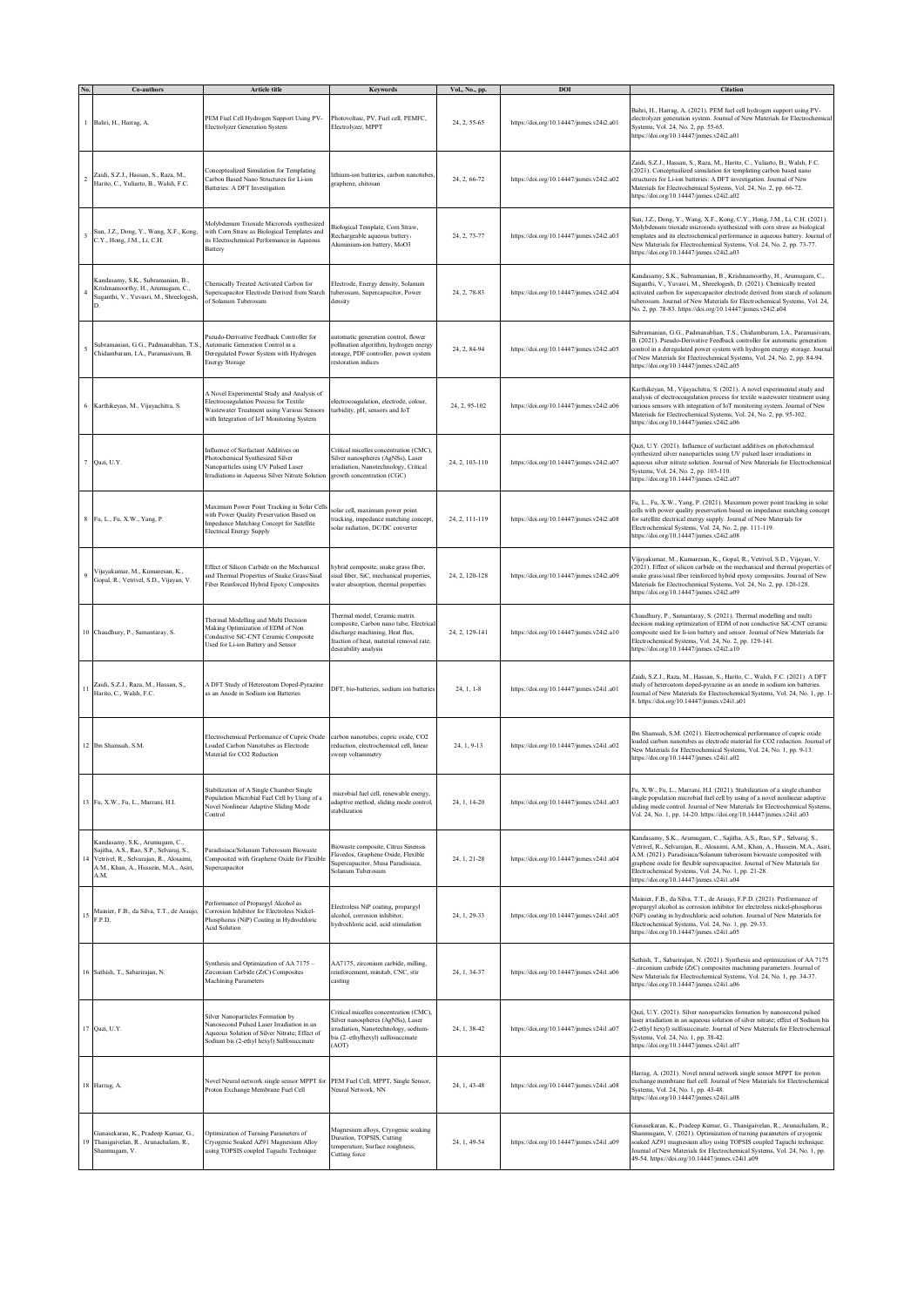| No. | Co-authors | Article title | Keywords | Vol., No., pp. | DOI | Citation |
|---|---|---|---|---|---|---|
| 1 | Bahri, H., Harrag, A. | PEM Fuel Cell Hydrogen Support Using PV-Electrolyzer Generation System | Photovoltaic, PV, Fuel cell, PEMFC, Electrolyzer, MPPT | 24, 2, 55-65 | https://doi.org/10.14447/jnmes.v24i2.a01 | Bahri, H., Harrag, A. (2021). PEM fuel cell hydrogen support using PV-electrolyzer generation system. Journal of New Materials for Electrochemical Systems, Vol. 24, No. 2, pp. 55-65. https://doi.org/10.14447/jnmes.v24i2.a01 |
| 2 | Zaidi, S.Z.J., Hassan, S., Raza, M., Harito, C., Yuliarto, B., Walsh, F.C. | Conceptualized Simulation for Templating Carbon Based Nano Structures for Li-ion Batteries: A DFT Investigation | lithium-ion batteries, carbon nanotubes, graphene, chitosan | 24, 2, 66-72 | https://doi.org/10.14447/jnmes.v24i2.a02 | Zaidi, S.Z.J., Hassan, S., Raza, M., Harito, C., Yuliarto, B., Walsh, F.C. (2021). Conceptualized simulation for templating carbon based nano structures for Li-ion batteries: A DFT investigation. Journal of New Materials for Electrochemical Systems, Vol. 24, No. 2, pp. 66-72. https://doi.org/10.14447/jnmes.v24i2.a02 |
| 3 | Sun, J.Z., Dong, Y., Wang, X.F., Kong, C.Y., Hong, J.M., Li, C.H. | Molybdenum Trioxide Microrods synthesized with Corn Straw as Biological Templates and its Electrochemical Performance in Aqueous Battery | Biological Template, Corn Straw, Rechargeable aqueous battery, Aluminium-ion battery, MoO3 | 24, 2, 73-77 | https://doi.org/10.14447/jnmes.v24i2.a03 | Sun, J.Z., Dong, Y., Wang, X.F., Kong, C.Y., Hong, J.M., Li, C.H. (2021). Molybdenum trioxide microrods synthesized with corn straw as biological templates and its electrochemical performance in aqueous battery. Journal of New Materials for Electrochemical Systems, Vol. 24, No. 2, pp. 73-77. https://doi.org/10.14447/jnmes.v24i2.a03 |
| 4 | Kandasamy, S.K., Subramanian, B., Krishnamoorthy, H., Arumugam, C., Suganthi, V., Yuvasri, M., Shreelogesh, D. | Chemically Treated Activated Carbon for Supercapacitor Electrode Derived from Starch of Solanum Tuberosum | Electrode, Energy density, Solanum tuberosum, Supercapacitor, Power density | 24, 2, 78-83 | https://doi.org/10.14447/jnmes.v24i2.a04 | Kandasamy, S.K., Subramanian, B., Krishnamoorthy, H., Arumugam, C., Suganthi, V., Yuvasri, M., Shreelogesh, D. (2021). Chemically treated activated carbon for supercapacitor electrode derived from starch of solanum tuberosum. Journal of New Materials for Electrochemical Systems, Vol. 24, No. 2, pp. 78-83. https://doi.org/10.14447/jnmes.v24i2.a04 |
| 5 | Subramanian, G.G., Padmanabhan, T.S., Chidambaram, I.A., Paramasivam, B. | Pseudo-Derivative Feedback Controller for Automatic Generation Control in a Deregulated Power System with Hydrogen Energy Storage | automatic generation control, flower pollination algorithm, hydrogen energy storage, PDF controller, power system restoration indices | 24, 2, 84-94 | https://doi.org/10.14447/jnmes.v24i2.a05 | Subramanian, G.G., Padmanabhan, T.S., Chidambaram, I.A., Paramasivam, B. (2021). Pseudo-Derivative Feedback controller for automatic generation control in a deregulated power system with hydrogen energy storage. Journal of New Materials for Electrochemical Systems, Vol. 24, No. 2, pp. 84-94. https://doi.org/10.14447/jnmes.v24i2.a05 |
| 6 | Karthikeyan, M., Vijayachitra, S. | A Novel Experimental Study and Analysis of Electrocoagulation Process for Textile Wastewater Treatment using Various Sensors with Integration of IoT Monitoring System | electrocoagulation, electrode, colour, turbidity, pH, sensors and IoT | 24, 2, 95-102 | https://doi.org/10.14447/jnmes.v24i2.a06 | Karthikeyan, M., Vijayachitra, S. (2021). A novel experimental study and analysis of electrocoagulation process for textile wastewater treatment using various sensors with integration of IoT monitoring system. Journal of New Materials for Electrochemical Systems, Vol. 24, No. 2, pp. 95-102. https://doi.org/10.14447/jnmes.v24i2.a06 |
| 7 | Qazi, U.Y. | Influence of Surfactant Additives on Photochemical Synthesized Silver Nanoparticles using UV Pulsed Laser Irradiations in Aqueous Silver Nitrate Solution | Critical micelles concentration (CMC), Silver nanospheres (AgNSs), Laser irradiation, Nanotechnology, Critical growth concentration (CGC) | 24, 2, 103-110 | https://doi.org/10.14447/jnmes.v24i2.a07 | Qazi, U.Y. (2021). Influence of surfactant additives on photochemical synthesized silver nanoparticles using UV pulsed laser irradiations in aqueous silver nitrate solution. Journal of New Materials for Electrochemical Systems, Vol. 24, No. 2, pp. 103-110. https://doi.org/10.14447/jnmes.v24i2.a07 |
| 8 | Fu, L., Fu, X.W., Yang, P. | Maximum Power Point Tracking in Solar Cells with Power Quality Preservation Based on Impedance Matching Concept for Satellite Electrical Energy Supply | solar cell, maximum power point tracking, impedance matching concept, solar radiation, DC/DC converter | 24, 2, 111-119 | https://doi.org/10.14447/jnmes.v24i2.a08 | Fu, L., Fu, X.W., Yang, P. (2021). Maximum power point tracking in solar cells with power quality preservation based on impedance matching concept for satellite electrical energy supply. Journal of New Materials for Electrochemical Systems, Vol. 24, No. 2, pp. 111-119. https://doi.org/10.14447/jnmes.v24i2.a08 |
| 9 | Vijayakumar, M., Kumaresan, K., Gopal, R., Vetrivel, S.D., Vijayan, V. | Effect of Silicon Carbide on the Mechanical and Thermal Properties of Snake Grass/Sisal Fiber Reinforced Hybrid Epoxy Composites | hybrid composite, snake grass fiber, sisal fiber, SiC, mechanical properties, water absorption, thermal properties | 24, 2, 120-128 | https://doi.org/10.14447/jnmes.v24i2.a09 | Vijayakumar, M., Kumaresan, K., Gopal, R., Vetrivel, S.D., Vijayan, V. (2021). Effect of silicon carbide on the mechanical and thermal properties of snake grass/sisal fiber reinforced hybrid epoxy composites. Journal of New Materials for Electrochemical Systems, Vol. 24, No. 2, pp. 120-128. https://doi.org/10.14447/jnmes.v24i2.a09 |
| 10 | Chaudhury, P., Samantaray, S. | Thermal Modelling and Multi Decision Making Optimization of EDM of Non Conductive SiC-CNT Ceramic Composite Used for Li-ion Battery and Sensor | Thermal model, Ceramic matrix composite, Carbon nano tube, Electrical discharge machining, Heat flux, fraction of heat, material removal rate, desirability analysis | 24, 2, 129-141 | https://doi.org/10.14447/jnmes.v24i2.a10 | Chaudhury, P., Samantaray, S. (2021). Thermal modelling and multi decision making optimization of EDM of non conductive SiC-CNT ceramic composite used for li-ion battery and sensor. Journal of New Materials for Electrochemical Systems, Vol. 24, No. 2, pp. 129-141. https://doi.org/10.14447/jnmes.v24i2.a10 |
| 11 | Zaidi, S.Z.J., Raza, M., Hassan, S., Harito, C., Walsh, F.C. | A DFT Study of Heteroatom Doped-Pyrazine as an Anode in Sodium ion Batteries | DFT, bio-batteries, sodium ion batteries | 24, 1, 1-8 | https://doi.org/10.14447/jnmes.v24i1.a01 | Zaidi, S.Z.J., Raza, M., Hassan, S., Harito, C., Walsh, F.C. (2021). A DFT study of heteroatom doped-pyrazine as an anode in sodium ion batteries. Journal of New Materials for Electrochemical Systems, Vol. 24, No. 1, pp. 1-8. https://doi.org/10.14447/jnmes.v24i1.a01 |
| 12 | Ibn Shamsah, S.M. | Electrochemical Performance of Cupric Oxide Loaded Carbon Nanotubes as Electrode Material for CO2 Reduction | carbon nanotubes, cupric oxide, CO2 reduction, electrochemical cell, linear sweep voltammetry | 24, 1, 9-13 | https://doi.org/10.14447/jnmes.v24i1.a02 | Ibn Shamsah, S.M. (2021). Electrochemical performance of cupric oxide loaded carbon nanotubes as electrode material for CO2 reduction. Journal of New Materials for Electrochemical Systems, Vol. 24, No. 1, pp. 9-13. https://doi.org/10.14447/jnmes.v24i1.a02 |
| 13 | Fu, X.W., Fu, L., Marrani, H.I. | Stabilization of A Single Chamber Single Population Microbial Fuel Cell by Using of a Novel Nonlinear Adaptive Sliding Mode Control | microbial fuel cell, renewable energy, adaptive method, sliding mode control, stabilization | 24, 1, 14-20 | https://doi.org/10.14447/jnmes.v24i1.a03 | Fu, X.W., Fu, L., Marrani, H.I. (2021). Stabilization of a single chamber single population microbial fuel cell by using of a novel nonlinear adaptive sliding mode control. Journal of New Materials for Electrochemical Systems, Vol. 24, No. 1, pp. 14-20. https://doi.org/10.14447/jnmes.v24i1.a03 |
| 14 | Kandasamy, S.K., Arumugam, C., Sajitha, A.S., Rao, S.P., Selvaraj, S., Vetrivel, R., Selvarajan, R., Alosaimi, A.M., Khan, A., Hussein, M.A., Asiri, A.M. | Paradisiaca/Solanum Tuberosum Biowaste Composited with Graphene Oxide for Flexible Supercapacitor | Biowaste composite, Citrus Sinensis Flavedos, Graphene Oxide, Flexible Supercapacitor, Musa Paradisiaca, Solanum Tuberosum | 24, 1, 21-28 | https://doi.org/10.14447/jnmes.v24i1.a04 | Kandasamy, S.K., Arumugam, C., Sajitha, A.S., Rao, S.P., Selvaraj, S., Vetrivel, R., Selvarajan, R., Alosaimi, A.M., Khan, A., Hussein, M.A., Asiri, A.M. (2021). Paradisiaca/Solanum tuberosum biowaste composited with graphene oxide for flexible supercapacitor. Journal of New Materials for Electrochemical Systems, Vol. 24, No. 1, pp. 21-28. https://doi.org/10.14447/jnmes.v24i1.a04 |
| 15 | Mainier, F.B., da Silva, T.T., de Araujo, F.P.D. | Performance of Propargyl Alcohol as Corrosion Inhibitor for Electroless Nickel-Phosphorus (NiP) Coating in Hydrochloric Acid Solution | Electroless NiP coating, propargyl alcohol, corrosion inhibitor, hydrochloric acid, acid stimulation | 24, 1, 29-33 | https://doi.org/10.14447/jnmes.v24i1.a05 | Mainier, F.B., da Silva, T.T., de Araujo, F.P.D. (2021). Performance of propargyl alcohol as corrosion inhibitor for electroless nickel-phosphorus (NiP) coating in hydrochloric acid solution. Journal of New Materials for Electrochemical Systems, Vol. 24, No. 1, pp. 29-33. https://doi.org/10.14447/jnmes.v24i1.a05 |
| 16 | Sathish, T., Sabarirajan, N. | Synthesis and Optimization of AA 7175 – Zirconium Carbide (ZrC) Composites Machining Parameters | AA7175, zirconium carbide, milling, reinforcement, minitab, CNC, stir casting | 24, 1, 34-37 | https://doi.org/10.14447/jnmes.v24i1.a06 | Sathish, T., Sabarirajan, N. (2021). Synthesis and optimization of AA 7175 – zirconium carbide (ZrC) composites machining parameters. Journal of New Materials for Electrochemical Systems, Vol. 24, No. 1, pp. 34-37. https://doi.org/10.14447/jnmes.v24i1.a06 |
| 17 | Qazi, U.Y. | Silver Nanoparticles Formation by Nanosecond Pulsed Laser Irradiation in an Aqueous Solution of Silver Nitrate; Effect of Sodium bis (2-ethyl hexyl) Sulfosuccinate | Critical micelles concentration (CMC), Silver nanospheres (AgNSs), Laser irradiation, Nanotechnology, sodium-bis (2–ethylhexyl) sulfosuccinate (AOT) | 24, 1, 38-42 | https://doi.org/10.14447/jnmes.v24i1.a07 | Qazi, U.Y. (2021). Silver nanoparticles formation by nanosecond pulsed laser irradiation in an aqueous solution of silver nitrate; effect of Sodium bis (2-ethyl hexyl) sulfosuccinate. Journal of New Materials for Electrochemical Systems, Vol. 24, No. 1, pp. 38-42. https://doi.org/10.14447/jnmes.v24i1.a07 |
| 18 | Harrag, A. | Novel Neural network single sensor MPPT for Proton Exchange Membrane Fuel Cell | PEM Fuel Cell, MPPT, Single Sensor, Neural Network, NN | 24, 1, 43-48 | https://doi.org/10.14447/jnmes.v24i1.a08 | Harrag, A. (2021). Novel neural network single sensor MPPT for proton exchange membrane fuel cell. Journal of New Materials for Electrochemical Systems, Vol. 24, No. 1, pp. 43-48. https://doi.org/10.14447/jnmes.v24i1.a08 |
| 19 | Gunasekaran, K., Pradeep Kumar, G., Thanigaivelan, R., Arunachalam, R., Shanmugam, V. | Optimization of Turning Parameters of Cryogenic Soaked AZ91 Magnesium Alloy using TOPSIS coupled Taguchi Technique | Magnesium alloys, Cryogenic soaking Duration, TOPSIS, Cutting temperature, Surface roughness, Cutting force | 24, 1, 49-54 | https://doi.org/10.14447/jnmes.v24i1.a09 | Gunasekaran, K., Pradeep Kumar, G., Thanigaivelan, R., Arunachalam, R., Shanmugam, V. (2021). Optimization of turning parameters of cryogenic soaked AZ91 magnesium alloy using TOPSIS coupled Taguchi technique. Journal of New Materials for Electrochemical Systems, Vol. 24, No. 1, pp. 49-54. https://doi.org/10.14447/jnmes.v24i1.a09 |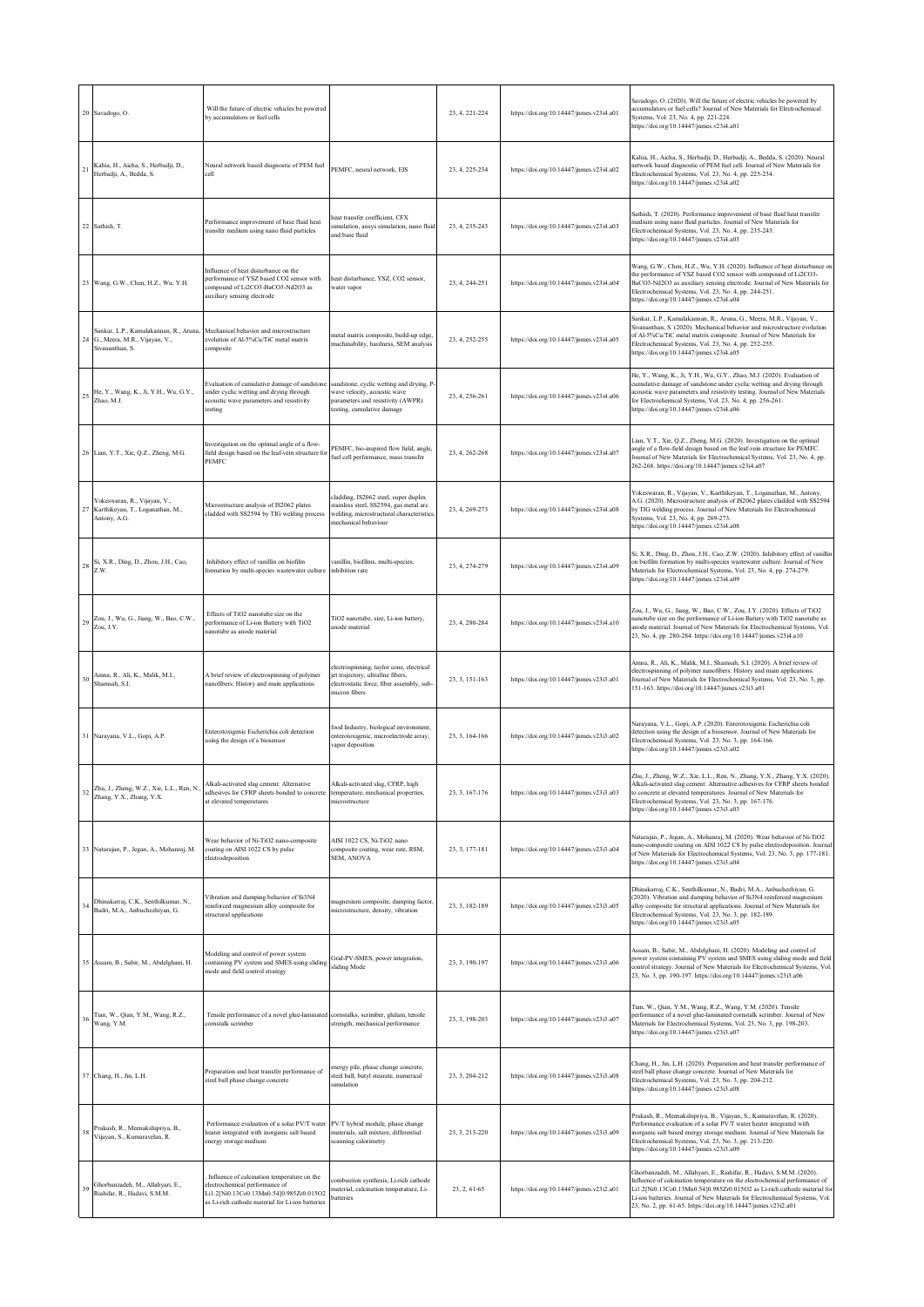| 20 | Savadogo, O. | Will the future of electric vehicles be powered by accumulators or fuel cells |  | 23, 4, 221-224 | https://doi.org/10.14447/jnmes.v23i4.a01 | Savadogo, O. (2020). Will the future of electric vehicles be powered by accumulators or fuel cells? Journal of New Materials for Electrochemical Systems, Vol. 23, No. 4, pp. 221-224. https://doi.org/10.14447/jnmes.v23i4.a01 |
|---|---|---|---|---|---|---|
| 21 | Kahia, H., Aicha, S., Herbadji, D., Herbadji, A., Bedda, S. | Neural network based diagnostic of PEM fuel cell | PEMFC, neural network, EIS | 23, 4, 225-234 | https://doi.org/10.14447/jnmes.v23i4.a02 | Kahia, H., Aicha, S., Herbadji, D., Herbadji, A., Bedda, S. (2020). Neural network based diagnostic of PEM fuel cell. Journal of New Materials for Electrochemical Systems, Vol. 23, No. 4, pp. 225-234. https://doi.org/10.14447/jnmes.v23i4.a02 |
| 22 | Sathish, T. | Performance improvement of base fluid heat transfer medium using nano fluid particles | heat transfer coefficient, CFX simulation, ansys simulation, nano fluid and base fluid | 23, 4, 235-243 | https://doi.org/10.14447/jnmes.v23i4.a03 | Sathish, T. (2020). Performance improvement of base fluid heat transfer medium using nano fluid particles. Journal of New Materials for Electrochemical Systems, Vol. 23, No. 4, pp. 235-243. https://doi.org/10.14447/jnmes.v23i4.a03 |
| 23 | Wang, G.W., Chen, H.Z., Wu, Y.H. | Influence of heat disturbance on the performance of YSZ based CO2 sensor with compound of Li2CO3-BaCO3-Nd2O3 as auxiliary sensing electrode | heat disturbance, YSZ, CO2 sensor, water vapor | 23, 4, 244-251 | https://doi.org/10.14447/jnmes.v23i4.a04 | Wang, G.W., Chen, H.Z., Wu, Y.H. (2020). Influence of heat disturbance on the performance of YSZ based CO2 sensor with compound of Li2CO3-BaCO3-Nd2O3 as auxiliary sensing electrode. Journal of New Materials for Electrochemical Systems, Vol. 23, No. 4, pp. 244-251. https://doi.org/10.14447/jnmes.v23i4.a04 |
| 24 | Sankar, L.P., Kamalakannan, R., Aruna, G., Meera, M.R., Vijayan, V., Sivananthan, S. | Mechanical behavior and microstructure evolution of Al-5%Cu/TiC metal matrix composite | metal matrix composite, build-up edge, machinability, hardness, SEM analysis | 23, 4, 252-255 | https://doi.org/10.14447/jnmes.v23i4.a05 | Sankar, L.P., Kamalakannan, R., Aruna, G., Meera, M.R., Vijayan, V., Sivananthan, S. (2020). Mechanical behavior and microstructure evolution of Al-5%Cu/TiC metal matrix composite. Journal of New Materials for Electrochemical Systems, Vol. 23, No. 4, pp. 252-255. https://doi.org/10.14447/jnmes.v23i4.a05 |
| 25 | He, Y., Wang, K., Ji, Y.H., Wu, G.Y., Zhao, M.J. | Evaluation of cumulative damage of sandstone under cyclic wetting and drying through acoustic wave parameters and resistivity testing | sandstone, cyclic wetting and drying, P-wave velocity, acoustic wave parameters and resistivity (AWPR) testing, cumulative damage | 23, 4, 256-261 | https://doi.org/10.14447/jnmes.v23i4.a06 | He, Y., Wang, K., Ji, Y.H., Wu, G.Y., Zhao, M.J. (2020). Evaluation of cumulative damage of sandstone under cyclic wetting and drying through acoustic wave parameters and resistivity testing. Journal of New Materials for Electrochemical Systems, Vol. 23, No. 4, pp. 256-261. https://doi.org/10.14447/jnmes.v23i4.a06 |
| 26 | Lian, Y.T., Xie, Q.Z., Zheng, M.G. | Investigation on the optimal angle of a flow-field design based on the leaf-vein structure for PEMFC | PEMFC, bio-inspired flow field, angle, fuel cell performance, mass transfer | 23, 4, 262-268 | https://doi.org/10.14447/jnmes.v23i4.a07 | Lian, Y.T., Xie, Q.Z., Zheng, M.G. (2020). Investigation on the optimal angle of a flow-field design based on the leaf-vein structure for PEMFC. Journal of New Materials for Electrochemical Systems, Vol. 23, No. 4, pp. 262-268. https://doi.org/10.14447/jnmes.v23i4.a07 |
| 27 | Yokeswaran, R., Vijayan, V., Karthikeyan, T., Loganathan, M., Antony, A.G. | Microstructure analysis of IS2062 plates cladded with SS2594 by TIG welding process | cladding, IS2062 steel, super duplex stainless steel, SS2594, gas metal arc welding, microstructural characteristics, mechanical behaviour | 23, 4, 269-273 | https://doi.org/10.14447/jnmes.v23i4.a08 | Yokeswaran, R., Vijayan, V., Karthikeyan, T., Loganathan, M., Antony, A.G. (2020). Microstructure analysis of IS2062 plates cladded with SS2594 by TIG welding process. Journal of New Materials for Electrochemical Systems, Vol. 23, No. 4, pp. 269-273. https://doi.org/10.14447/jnmes.v23i4.a08 |
| 28 | Si, X.R., Ding, D., Zhou, J.H., Cao, Z.W. | Inhibitory effect of vanillin on biofilm formation by multi-species wastewater culture | vanillin, biofilms, multi-species, inhibition rate | 23, 4, 274-279 | https://doi.org/10.14447/jnmes.v23i4.a09 | Si, X.R., Ding, D., Zhou, J.H., Cao, Z.W. (2020). Inhibitory effect of vanillin on biofilm formation by multi-species wastewater culture. Journal of New Materials for Electrochemical Systems, Vol. 23, No. 4, pp. 274-279. https://doi.org/10.14447/jnmes.v23i4.a09 |
| 29 | Zou, J., Wu, G., Jiang, W., Bao, C.W., Zou, J.Y. | Effects of TiO2 nanotube size on the performance of Li-ion Battery with TiO2 nanotube as anode material | TiO2 nanotube, size, Li-ion battery, anode material | 23, 4, 280-284 | https://doi.org/10.14447/jnmes.v23i4.a10 | Zou, J., Wu, G., Jiang, W., Bao, C.W., Zou, J.Y. (2020). Effects of TiO2 nanotube size on the performance of Li-ion Battery with TiO2 nanotube as anode material. Journal of New Materials for Electrochemical Systems, Vol. 23, No. 4, pp. 280-284. https://doi.org/10.14447/jnmes.v23i4.a10 |
| 30 | Amna, R., Ali, K., Malik, M.I., Shamsah, S.I. | A brief review of electrospinning of polymer nanofibers: History and main applications | electrospinning, taylor cone, electrical jet trajectory, ultrafine fibers, electrostatic force, fiber assembly, sub-micron fibers | 23, 3, 151-163 | https://doi.org/10.14447/jnmes.v23i3.a01 | Amna, R., Ali, K., Malik, M.I., Shamsah, S.I. (2020). A brief review of electrospinning of polymer nanofibers: History and main applications. Journal of New Materials for Electrochemical Systems, Vol. 23, No. 3, pp. 151-163. https://doi.org/10.14447/jnmes.v23i3.a01 |
| 31 | Narayana, V.L., Gopi, A.P. | Enterotoxigenic Escherichia coli detection using the design of a biosensor | food Industry, biological environment, enterotoxigenic, microelectrode array, vapor deposition | 23, 3, 164-166 | https://doi.org/10.14447/jnmes.v23i3.a02 | Narayana, V.L., Gopi, A.P. (2020). Enterotoxigenic Escherichia coli detection using the design of a biosensor. Journal of New Materials for Electrochemical Systems, Vol. 23, No. 3, pp. 164-166. https://doi.org/10.14447/jnmes.v23i3.a02 |
| 32 | Zhu, J., Zheng, W.Z., Xie, L.L., Ren, N., Zhang, Y.X., Zhang, Y.X. | Alkali-activated slag cement: Alternative adhesives for CFRP sheets bonded to concrete at elevated temperatures | Alkali-activated slag, CFRP, high temperature, mechanical properties, microstructure | 23, 3, 167-176 | https://doi.org/10.14447/jnmes.v23i3.a03 | Zhu, J., Zheng, W.Z., Xie, L.L., Ren, N., Zhang, Y.X., Zhang, Y.X. (2020). Alkali-activated slag cement: Alternative adhesives for CFRP sheets bonded to concrete at elevated temperatures. Journal of New Materials for Electrochemical Systems, Vol. 23, No. 3, pp. 167-176. https://doi.org/10.14447/jnmes.v23i3.a03 |
| 33 | Natarajan, P., Jegan, A., Mohanraj, M. | Wear behavior of Ni-TiO2 nano-composite coating on AISI 1022 CS by pulse electrodeposition | AISI 1022 CS, Ni-TiO2 nano composite coating, wear rate, RSM, SEM, ANOVA | 23, 3, 177-181 | https://doi.org/10.14447/jnmes.v23i3.a04 | Natarajan, P., Jegan, A., Mohanraj, M. (2020). Wear behavior of Ni-TiO2 nano-composite coating on AISI 1022 CS by pulse electrodeposition. Journal of New Materials for Electrochemical Systems, Vol. 23, No. 3, pp. 177-181. https://doi.org/10.14447/jnmes.v23i3.a04 |
| 34 | Dhinakarraj, C.K., Senthilkumar, N., Badri, M.A., Anbuchezhiyan, G. | Vibration and damping behavior of Si3N4 reinforced magnesium alloy composite for structural applications | magnesium composite, damping factor, microstructure, density, vibration | 23, 3, 182-189 | https://doi.org/10.14447/jnmes.v23i3.a05 | Dhinakarraj, C.K., Senthilkumar, N., Badri, M.A., Anbuchezhiyan, G. (2020). Vibration and damping behavior of Si3N4 reinforced magnesium alloy composite for structural applications. Journal of New Materials for Electrochemical Systems, Vol. 23, No. 3, pp. 182-189. https://doi.org/10.14447/jnmes.v23i3.a05 |
| 35 | Assam, B., Sabir, M., Abdelghani, H. | Modeling and control of power system containing PV system and SMES using sliding mode and field control strategy | Grid-PV-SMES, power integration, sliding Mode | 23, 3, 190-197 | https://doi.org/10.14447/jnmes.v23i3.a06 | Assam, B., Sabir, M., Abdelghani, H. (2020). Modeling and control of power system containing PV system and SMES using sliding mode and field control strategy. Journal of New Materials for Electrochemical Systems, Vol. 23, No. 3, pp. 190-197. https://doi.org/10.14447/jnmes.v23i3.a06 |
| 36 | Tian, W., Qian, Y.M., Wang, R.Z., Wang, Y.M. | Tensile performance of a novel glue-laminated cornstalk scrimber | cornstalks, scrimber, glulam, tensile strength, mechanical performance | 23, 3, 198-203 | https://doi.org/10.14447/jnmes.v23i3.a07 | Tian, W., Qian, Y.M., Wang, R.Z., Wang, Y.M. (2020). Tensile performance of a novel glue-laminated cornstalk scrimber. Journal of New Materials for Electrochemical Systems, Vol. 23, No. 3, pp. 198-203. https://doi.org/10.14447/jnmes.v23i3.a07 |
| 37 | Chang, H., Jin, L.H. | Preparation and heat transfer performance of steel ball phase change concrete | energy pile, phase change concrete, steel ball, butyl stearate, numerical simulation | 23, 3, 204-212 | https://doi.org/10.14447/jnmes.v23i3.a08 | Chang, H., Jin, L.H. (2020). Preparation and heat transfer performance of steel ball phase change concrete. Journal of New Materials for Electrochemical Systems, Vol. 23, No. 3, pp. 204-212. https://doi.org/10.14447/jnmes.v23i3.a08 |
| 38 | Prakash, R., Meenakshipriya, B., Vijayan, S., Kumaravelan, R. | Performance evaluation of a solar PV/T water heater integrated with inorganic salt based energy storage medium | PV/T hybrid module, phase change materials, salt mixture, differential scanning calorimetry | 23, 3, 213-220 | https://doi.org/10.14447/jnmes.v23i3.a09 | Prakash, R., Meenakshipriya, B., Vijayan, S., Kumaravelan, R. (2020). Performance evaluation of a solar PV/T water heater integrated with inorganic salt based energy storage medium. Journal of New Materials for Electrochemical Systems, Vol. 23, No. 3, pp. 213-220. https://doi.org/10.14447/jnmes.v23i3.a09 |
| 39 | Ghorbanzadeh, M., Allahyari, E., Riahifar, R., Hadavi, S.M.M. | Influence of calcination temperature on the electrochemical performance of Li1.2[Ni0.13Co0.13Mn0.54]0.985Zr0.015O2 as Li-rich cathode material for Li-ion batteries | combustion synthesis, Li-rich cathode material, calcination temperature, Li-ion batteries | 23, 2, 61-65 | https://doi.org/10.14447/jnmes.v23i2.a01 | Ghorbanzadeh, M., Allahyari, E., Riahifar, R., Hadavi, S.M.M. (2020). Influence of calcination temperature on the electrochemical performance of Li1.2[Ni0.13Co0.13Mn0.54]0.985Zr0.015O2 as Li-rich cathode material for Li-ion batteries. Journal of New Materials for Electrochemical Systems, Vol. 23, No. 2, pp. 61-65. https://doi.org/10.14447/jnmes.v23i2.a01 |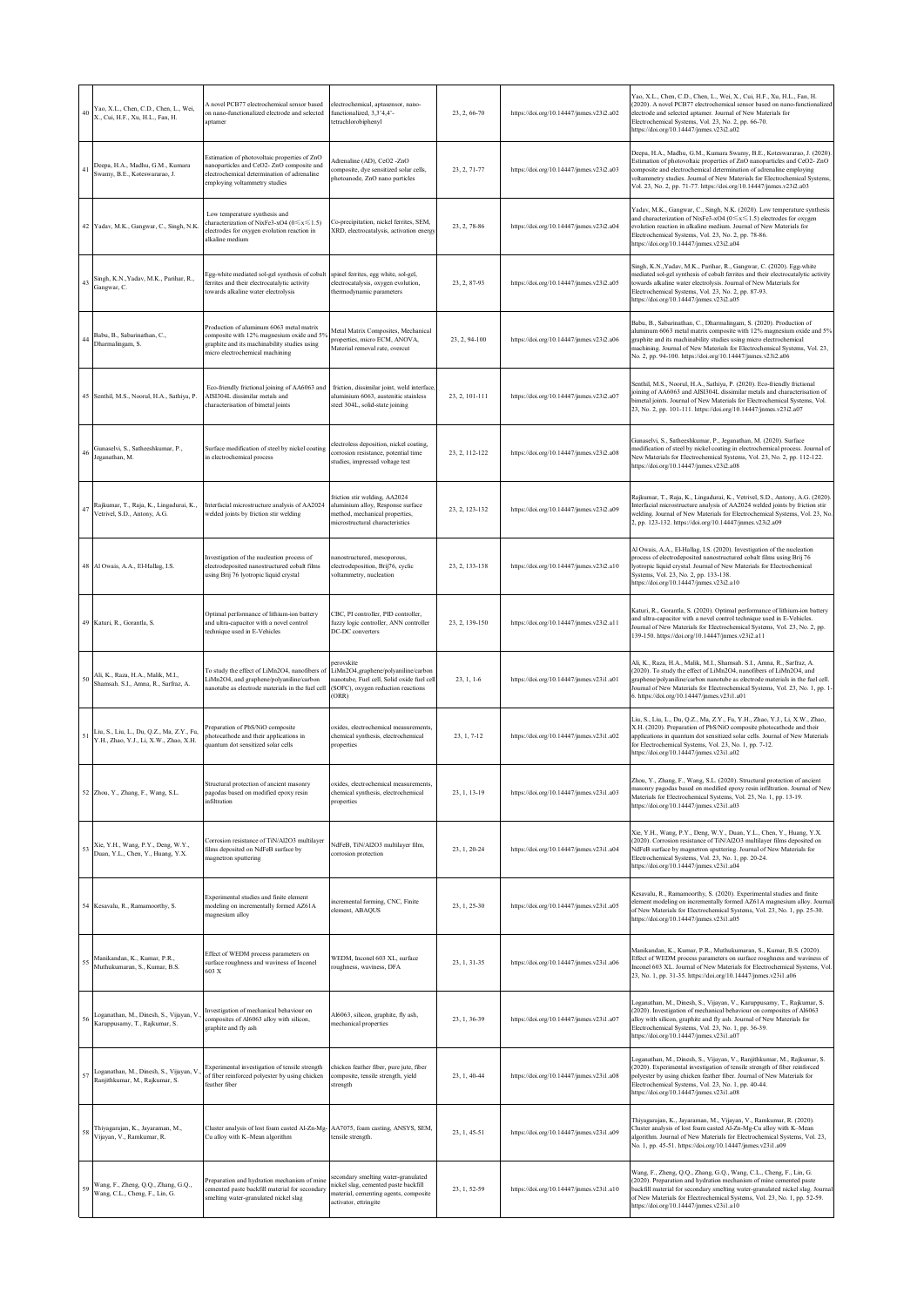| | | | | | | |
|---|---|---|---|---|---|---|
| 40 | Yao, X.L., Chen, C.D., Chen, L., Wei, X., Cui, H.F., Xu, H.L., Fan, H. | A novel PCB77 electrochemical sensor based on nano-functionalized electrode and selected aptamer | electrochemical, aptasensor, nano-functionalized, 3,3',4,4'-tetrachlorobiphenyl | 23, 2, 66-70 | https://doi.org/10.14447/jnmes.v23i2.a02 | Yao, X.L., Chen, C.D., Chen, L., Wei, X., Cui, H.F., Xu, H.L., Fan, H. (2020). A novel PCB77 electrochemical sensor based on nano-functionalized electrode and selected aptamer. Journal of New Materials for Electrochemical Systems, Vol. 23, No. 2, pp. 66-70. https://doi.org/10.14447/jnmes.v23i2.a02 |
| 41 | Deepa, H.A., Madhu, G.M., Kumara Swamy, B.E., Koteswararao, J. | Estimation of photovoltaic properties of ZnO nanoparticles and CeO2- ZnO composite and electrochemical determination of adrenaline employing voltammetry studies | Adrenaline (AD), CeO2 -ZnO composite, dye sensitized solar cells, photoanode, ZnO nano particles | 23, 2, 71-77 | https://doi.org/10.14447/jnmes.v23i2.a03 | Deepa, H.A., Madhu, G.M., Kumara Swamy, B.E., Koteswararao, J. (2020). Estimation of photovoltaic properties of ZnO nanoparticles and CeO2- ZnO composite and electrochemical determination of adrenaline employing voltammetry studies. Journal of New Materials for Electrochemical Systems, Vol. 23, No. 2, pp. 71-77. https://doi.org/10.14447/jnmes.v23i2.a03 |
| 42 | Yadav, M.K., Gangwar, C., Singh, N.K. | Low temperature synthesis and characterization of NixFe3-xO4 (0≤x≤1.5) electrodes for oxygen evolution reaction in alkaline medium | Co-precipitation, nickel ferrites, SEM, XRD, electrocatalysis, activation energy | 23, 2, 78-86 | https://doi.org/10.14447/jnmes.v23i2.a04 | Yadav, M.K., Gangwar, C., Singh, N.K. (2020). Low temperature synthesis and characterization of NixFe3-xO4 (0≤x≤1.5) electrodes for oxygen evolution reaction in alkaline medium. Journal of New Materials for Electrochemical Systems, Vol. 23, No. 2, pp. 78-86. https://doi.org/10.14447/jnmes.v23i2.a04 |
| 43 | Singh, K.N.,Yadav, M.K., Parihar, R., Gangwar, C. | Egg-white mediated sol-gel synthesis of cobalt ferrites and their electrocatalytic activity towards alkaline water electrolysis | spinel ferrites, egg white, sol-gel, electrocatalysis, oxygen evolution, thermodynamic parameters | 23, 2, 87-93 | https://doi.org/10.14447/jnmes.v23i2.a05 | Singh, K.N.,Yadav, M.K., Parihar, R., Gangwar, C. (2020). Egg-white mediated sol-gel synthesis of cobalt ferrites and their electrocatalytic activity towards alkaline water electrolysis. Journal of New Materials for Electrochemical Systems, Vol. 23, No. 2, pp. 87-93. https://doi.org/10.14447/jnmes.v23i2.a05 |
| 44 | Babu, B., Sabarinathan, C., Dharmalingam, S. | Production of aluminum 6063 metal matrix composite with 12% magnesium oxide and 5% graphite and its machinability studies using micro electrochemical machining | Metal Matrix Composites, Mechanical properties, micro ECM, ANOVA, Material removal rate, overcut | 23, 2, 94-100 | https://doi.org/10.14447/jnmes.v23i2.a06 | Babu, B., Sabarinathan, C., Dharmalingam, S. (2020). Production of aluminum 6063 metal matrix composite with 12% magnesium oxide and 5% graphite and its machinability studies using micro electrochemical machining. Journal of New Materials for Electrochemical Systems, Vol. 23, No. 2, pp. 94-100. https://doi.org/10.14447/jnmes.v23i2.a06 |
| 45 | Senthil, M.S., Noorul, H.A., Sathiya, P. | Eco-friendly frictional joining of AA6063 and AISI304L dissimilar metals and characterisation of bimetal joints | friction, dissimilar joint, weld interface, aluminium 6063, austenitic stainless steel 304L, solid-state joining | 23, 2, 101-111 | https://doi.org/10.14447/jnmes.v23i2.a07 | Senthil, M.S., Noorul, H.A., Sathiya, P. (2020). Eco-friendly frictional joining of AA6063 and AISI304L dissimilar metals and characterisation of bimetal joints. Journal of New Materials for Electrochemical Systems, Vol. 23, No. 2, pp. 101-111. https://doi.org/10.14447/jnmes.v23i2.a07 |
| 46 | Gunaselvi, S., Satheeshkumar, P., Jeganathan, M. | Surface modification of steel by nickel coating in electrochemical process | electroless deposition, nickel coating, corrosion resistance, potential time studies, impressed voltage test | 23, 2, 112-122 | https://doi.org/10.14447/jnmes.v23i2.a08 | Gunaselvi, S., Satheeshkumar, P., Jeganathan, M. (2020). Surface modification of steel by nickel coating in electrochemical process. Journal of New Materials for Electrochemical Systems, Vol. 23, No. 2, pp. 112-122. https://doi.org/10.14447/jnmes.v23i2.a08 |
| 47 | Rajkumar, T., Raja, K., Lingadurai, K., Vetrivel, S.D., Antony, A.G. | Interfacial microstructure analysis of AA2024 welded joints by friction stir welding | friction stir welding, AA2024 aluminium alloy, Response surface method, mechanical properties, microstructural characteristics | 23, 2, 123-132 | https://doi.org/10.14447/jnmes.v23i2.a09 | Rajkumar, T., Raja, K., Lingadurai, K., Vetrivel, S.D., Antony, A.G. (2020). Interfacial microstructure analysis of AA2024 welded joints by friction stir welding. Journal of New Materials for Electrochemical Systems, Vol. 23, No. 2, pp. 123-132. https://doi.org/10.14447/jnmes.v23i2.a09 |
| 48 | Al Owais, A.A., El-Hallag, I.S. | Investigation of the nucleation process of electrodeposited nanostructured cobalt films using Brij 76 lyotropic liquid crystal | nanostructured, mesoporous, electrodeposition, Brij76, cyclic voltammetry, nucleation | 23, 2, 133-138 | https://doi.org/10.14447/jnmes.v23i2.a10 | Al Owais, A.A., El-Hallag, I.S. (2020). Investigation of the nucleation process of electrodeposited nanostructured cobalt films using Brij 76 lyotropic liquid crystal. Journal of New Materials for Electrochemical Systems, Vol. 23, No. 2, pp. 133-138. https://doi.org/10.14447/jnmes.v23i2.a10 |
| 49 | Katuri, R., Gorantla, S. | Optimal performance of lithium-ion battery and ultra-capacitor with a novel control technique used in E-Vehicles | CBC, PI controller, PID controller, fuzzy logic controller, ANN controller DC-DC converters | 23, 2, 139-150 | https://doi.org/10.14447/jnmes.v23i2.a11 | Katuri, R., Gorantla, S. (2020). Optimal performance of lithium-ion battery and ultra-capacitor with a novel control technique used in E-Vehicles. Journal of New Materials for Electrochemical Systems, Vol. 23, No. 2, pp. 139-150. https://doi.org/10.14447/jnmes.v23i2.a11 |
| 50 | Ali, K., Raza, H.A., Malik, M.I., Shamsah. S.I., Amna, R., Sarfraz, A. | To study the effect of LiMn2O4, nanofibers of LiMn2O4, and graphene/polyaniline/carbon nanotube as electrode materials in the fuel cell | perovskite LiMn2O4,graphene/polyaniline/carbon nanotube, Fuel cell, Solid oxide fuel cell (SOFC), oxygen reduction reactions (ORR) | 23, 1, 1-6 | https://doi.org/10.14447/jnmes.v23i1.a01 | Ali, K., Raza, H.A., Malik, M.I., Shamsah. S.I., Amna, R., Sarfraz, A. (2020). To study the effect of LiMn2O4, nanofibers of LiMn2O4, and graphene/polyaniline/carbon nanotube as electrode materials in the fuel cell. Journal of New Materials for Electrochemical Systems, Vol. 23, No. 1, pp. 1-6. https://doi.org/10.14447/jnmes.v23i1.a01 |
| 51 | Liu, S., Liu, L., Du, Q.Z., Ma, Z.Y., Fu, Y.H., Zhao, Y.J., Li, X.W., Zhao, X.H. | Preparation of PbS/NiO composite photocathode and their applications in quantum dot sensitized solar cells | oxides, electrochemical measurements, chemical synthesis, electrochemical properties | 23, 1, 7-12 | https://doi.org/10.14447/jnmes.v23i1.a02 | Liu, S., Liu, L., Du, Q.Z., Ma, Z.Y., Fu, Y.H., Zhao, Y.J., Li, X.W., Zhao, X.H. (2020). Preparation of PbS/NiO composite photocathode and their applications in quantum dot sensitized solar cells. Journal of New Materials for Electrochemical Systems, Vol. 23, No. 1, pp. 7-12. https://doi.org/10.14447/jnmes.v23i1.a02 |
| 52 | Zhou, Y., Zhang, F., Wang, S.L. | Structural protection of ancient masonry pagodas based on modified epoxy resin infiltration | oxides, electrochemical measurements, chemical synthesis, electrochemical properties | 23, 1, 13-19 | https://doi.org/10.14447/jnmes.v23i1.a03 | Zhou, Y., Zhang, F., Wang, S.L. (2020). Structural protection of ancient masonry pagodas based on modified epoxy resin infiltration. Journal of New Materials for Electrochemical Systems, Vol. 23, No. 1, pp. 13-19. https://doi.org/10.14447/jnmes.v23i1.a03 |
| 53 | Xie, Y.H., Wang, P.Y., Deng, W.Y., Duan, Y.L., Chen, Y., Huang, Y.X. | Corrosion resistance of TiN/Al2O3 multilayer films deposited on NdFeB surface by magnetron sputtering | NdFeB, TiN/Al2O3 multilayer film, corrosion protection | 23, 1, 20-24 | https://doi.org/10.14447/jnmes.v23i1.a04 | Xie, Y.H., Wang, P.Y., Deng, W.Y., Duan, Y.L., Chen, Y., Huang, Y.X. (2020). Corrosion resistance of TiN/Al2O3 multilayer films deposited on NdFeB surface by magnetron sputtering. Journal of New Materials for Electrochemical Systems, Vol. 23, No. 1, pp. 20-24. https://doi.org/10.14447/jnmes.v23i1.a04 |
| 54 | Kesavalu, R., Ramamoorthy, S. | Experimental studies and finite element modeling on incrementally formed AZ61A magnesium alloy | incremental forming, CNC, Finite element, ABAQUS | 23, 1, 25-30 | https://doi.org/10.14447/jnmes.v23i1.a05 | Kesavalu, R., Ramamoorthy, S. (2020). Experimental studies and finite element modeling on incrementally formed AZ61A magnesium alloy. Journal of New Materials for Electrochemical Systems, Vol. 23, No. 1, pp. 25-30. https://doi.org/10.14447/jnmes.v23i1.a05 |
| 55 | Manikandan, K., Kumar, P.R., Muthukumaran, S., Kumar, B.S. | Effect of WEDM process parameters on surface roughness and waviness of Inconel 603 X | WEDM, Inconel 603 XL, surface roughness, waviness, DFA | 23, 1, 31-35 | https://doi.org/10.14447/jnmes.v23i1.a06 | Manikandan, K., Kumar, P.R., Muthukumaran, S., Kumar, B.S. (2020). Effect of WEDM process parameters on surface roughness and waviness of Inconel 603 XL. Journal of New Materials for Electrochemical Systems, Vol. 23, No. 1, pp. 31-35. https://doi.org/10.14447/jnmes.v23i1.a06 |
| 56 | Loganathan, M., Dinesh, S., Vijayan, V., Karuppusamy, T., Rajkumar, S. | Investigation of mechanical behaviour on composites of Al6063 alloy with silicon, graphite and fly ash | Al6063, silicon, graphite, fly ash, mechanical properties | 23, 1, 36-39 | https://doi.org/10.14447/jnmes.v23i1.a07 | Loganathan, M., Dinesh, S., Vijayan, V., Karuppusamy, T., Rajkumar, S. (2020). Investigation of mechanical behaviour on composites of Al6063 alloy with silicon, graphite and fly ash. Journal of New Materials for Electrochemical Systems, Vol. 23, No. 1, pp. 36-39. https://doi.org/10.14447/jnmes.v23i1.a07 |
| 57 | Loganathan, M., Dinesh, S., Vijayan, V., Ranjithkumar, M., Rajkumar, S. | Experimental investigation of tensile strength of fiber reinforced polyester by using chicken feather fiber | chicken feather fiber, pure jute, fiber composite, tensile strength, yield strength | 23, 1, 40-44 | https://doi.org/10.14447/jnmes.v23i1.a08 | Loganathan, M., Dinesh, S., Vijayan, V., Ranjithkumar, M., Rajkumar, S. (2020). Experimental investigation of tensile strength of fiber reinforced polyester by using chicken feather fiber. Journal of New Materials for Electrochemical Systems, Vol. 23, No. 1, pp. 40-44. https://doi.org/10.14447/jnmes.v23i1.a08 |
| 58 | Thiyagarajan, K., Jayaraman, M., Vijayan, V., Ramkumar, R. | Cluster analysis of lost foam casted Al-Zn-Mg-Cu alloy with K–Mean algorithm | AA7075, foam casting, ANSYS, SEM, tensile strength. | 23, 1, 45-51 | https://doi.org/10.14447/jnmes.v23i1.a09 | Thiyagarajan, K., Jayaraman, M., Vijayan, V., Ramkumar, R. (2020). Cluster analysis of lost foam casted Al-Zn-Mg-Cu alloy with K–Mean algorithm. Journal of New Materials for Electrochemical Systems, Vol. 23, No. 1, pp. 45-51. https://doi.org/10.14447/jnmes.v23i1.a09 |
| 59 | Wang, F., Zheng, Q.Q., Zhang, G.Q., Wang, C.L., Cheng, F., Lin, G. | Preparation and hydration mechanism of mine cemented paste backfill material for secondary smelting water-granulated nickel slag | secondary smelting water-granulated nickel slag, cemented paste backfill material, cementing agents, composite activator, ettringite | 23, 1, 52-59 | https://doi.org/10.14447/jnmes.v23i1.a10 | Wang, F., Zheng, Q.Q., Zhang, G.Q., Wang, C.L., Cheng, F., Lin, G. (2020). Preparation and hydration mechanism of mine cemented paste backfill material for secondary smelting water-granulated nickel slag. Journal of New Materials for Electrochemical Systems, Vol. 23, No. 1, pp. 52-59. https://doi.org/10.14447/jnmes.v23i1.a10 |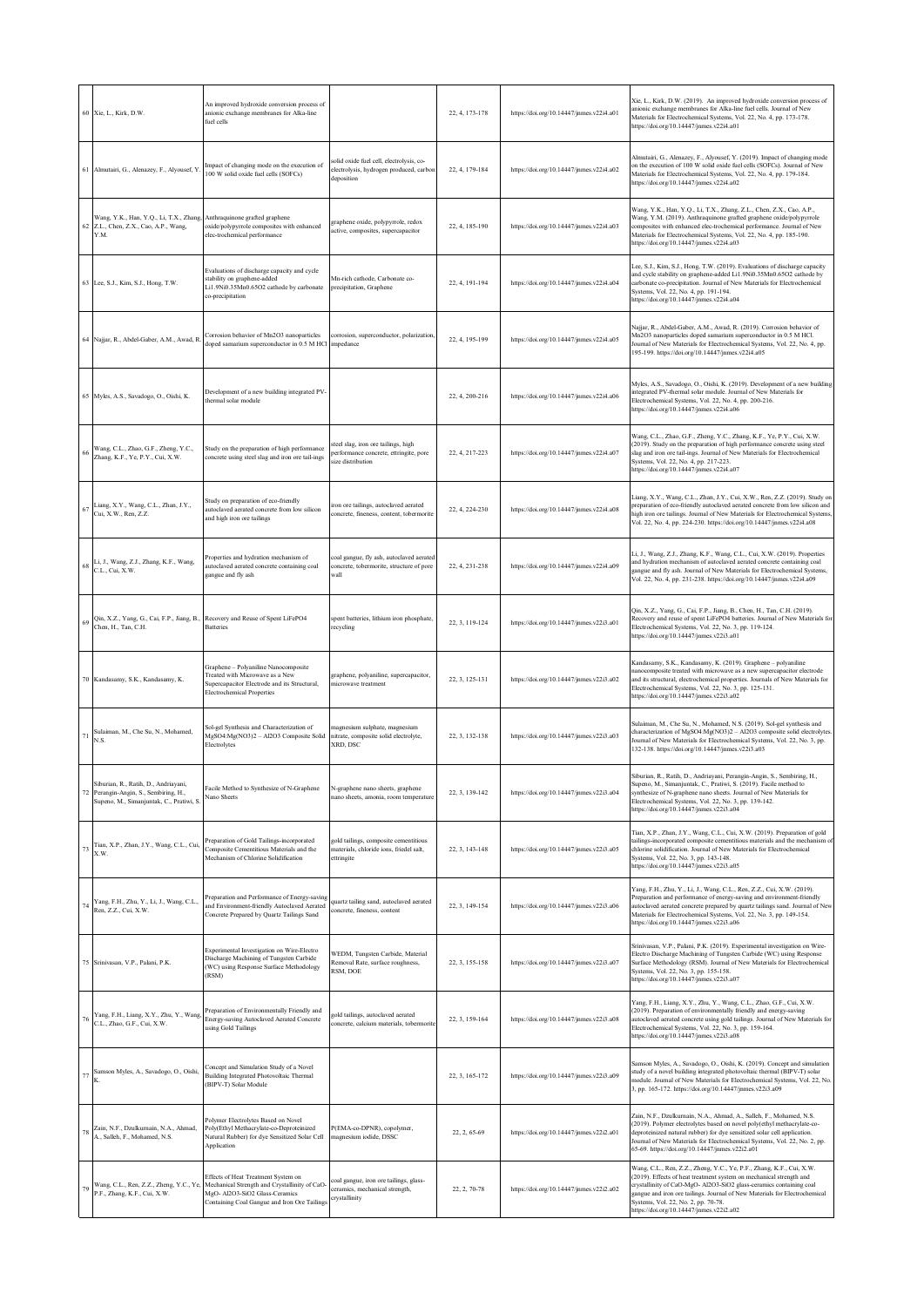| 60 | Xie, L., Kirk, D.W. | An improved hydroxide conversion process of anionic exchange membranes for Alka-line fuel cells | | 22, 4, 173-178 | https://doi.org/10.14447/jnmes.v22i4.a01 | Xie, L., Kirk, D.W. (2019). An improved hydroxide conversion process of anionic exchange membranes for Alka-line fuel cells. Journal of New Materials for Electrochemical Systems, Vol. 22, No. 4, pp. 173-178. https://doi.org/10.14447/jnmes.v22i4.a01 |
|---|---|---|---|---|---|---|
| 61 | Almutairi, G., Alenazey, F., Alyousef, Y. | Impact of changing mode on the execution of 100 W solid oxide fuel cells (SOFCs) | solid oxide fuel cell, electrolysis, co-electrolysis, hydrogen produced, carbon deposition | 22, 4, 179-184 | https://doi.org/10.14447/jnmes.v22i4.a02 | Almutairi, G., Alenazey, F., Alyousef, Y. (2019). Impact of changing mode on the execution of 100 W solid oxide fuel cells (SOFCs). Journal of New Materials for Electrochemical Systems, Vol. 22, No. 4, pp. 179-184. https://doi.org/10.14447/jnmes.v22i4.a02 |
| 62 | Wang, Y.K., Han, Y.Q., Li, T.X., Zhang, Z.L., Chen, Z.X., Cao, A.P., Wang, Y.M. | Anthraquinone grafted graphene oxide/polypyrrole composites with enhanced elec-trochemical performance | graphene oxide, polypyrrole, redox active, composites, supercapacitor | 22, 4, 185-190 | https://doi.org/10.14447/jnmes.v22i4.a03 | Wang, Y.K., Han, Y.Q., Li, T.X., Zhang, Z.L., Chen, Z.X., Cao, A.P., Wang, Y.M. (2019). Anthraquinone grafted graphene oxide/polypyrrole composites with enhanced elec-trochemical performance. Journal of New Materials for Electrochemical Systems, Vol. 22, No. 4, pp. 185-190. https://doi.org/10.14447/jnmes.v22i4.a03 |
| 63 | Lee, S.J., Kim, S.J., Hong, T.W. | Evaluations of discharge capacity and cycle stability on graphene-added Li1.9Ni0.35Mn0.65O2 cathode by carbonate co-precipitation | Mn-rich cathode, Carbonate co-precipitation, Graphene | 22, 4, 191-194 | https://doi.org/10.14447/jnmes.v22i4.a04 | Lee, S.J., Kim, S.J., Hong, T.W. (2019). Evaluations of discharge capacity and cycle stability on graphene-added Li1.9Ni0.35Mn0.65O2 cathode by carbonate co-precipitation. Journal of New Materials for Electrochemical Systems, Vol. 22, No. 4, pp. 191-194. https://doi.org/10.14447/jnmes.v22i4.a04 |
| 64 | Najjar, R., Abdel-Gaber, A.M., Awad, R. | Corrosion behavior of Mn2O3 nanoparticles doped samarium superconductor in 0.5 M HCl | corrosion, superconductor, polarization, impedance | 22, 4, 195-199 | https://doi.org/10.14447/jnmes.v22i4.a05 | Najjar, R., Abdel-Gaber, A.M., Awad, R. (2019). Corrosion behavior of Mn2O3 nanoparticles doped samarium superconductor in 0.5 M HCl. Journal of New Materials for Electrochemical Systems, Vol. 22, No. 4, pp. 195-199. https://doi.org/10.14447/jnmes.v22i4.a05 |
| 65 | Myles, A.S., Savadogo, O., Oishi, K. | Development of a new building integrated PV-thermal solar module | | 22, 4, 200-216 | https://doi.org/10.14447/jnmes.v22i4.a06 | Myles, A.S., Savadogo, O., Oishi, K. (2019). Development of a new building integrated PV-thermal solar module. Journal of New Materials for Electrochemical Systems, Vol. 22, No. 4, pp. 200-216. https://doi.org/10.14447/jnmes.v22i4.a06 |
| 66 | Wang, C.L., Zhao, G.F., Zheng, Y.C., Zhang, K.F., Ye, P.Y., Cui, X.W. | Study on the preparation of high performance concrete using steel slag and iron ore tail-ings | steel slag, iron ore tailings, high performance concrete, ettringite, pore size distribution | 22, 4, 217-223 | https://doi.org/10.14447/jnmes.v22i4.a07 | Wang, C.L., Zhao, G.F., Zheng, Y.C., Zhang, K.F., Ye, P.Y., Cui, X.W. (2019). Study on the preparation of high performance concrete using steel slag and iron ore tail-ings. Journal of New Materials for Electrochemical Systems, Vol. 22, No. 4, pp. 217-223. https://doi.org/10.14447/jnmes.v22i4.a07 |
| 67 | Liang, X.Y., Wang, C.L., Zhan, J.Y., Cui, X.W., Ren, Z.Z. | Study on preparation of eco-friendly autoclaved aerated concrete from low silicon and high iron ore tailings | iron ore tailings, autoclaved aerated concrete, fineness, content, tobermorite | 22, 4, 224-230 | https://doi.org/10.14447/jnmes.v22i4.a08 | Liang, X.Y., Wang, C.L., Zhan, J.Y., Cui, X.W., Ren, Z.Z. (2019). Study on preparation of eco-friendly autoclaved aerated concrete from low silicon and high iron ore tailings. Journal of New Materials for Electrochemical Systems, Vol. 22, No. 4, pp. 224-230. https://doi.org/10.14447/jnmes.v22i4.a08 |
| 68 | Li, J., Wang, Z.J., Zhang, K.F., Wang, C.L., Cui, X.W. | Properties and hydration mechanism of autoclaved aerated concrete containing coal gangue and fly ash | coal gangue, fly ash, autoclaved aerated concrete, tobermorite, structure of pore wall | 22, 4, 231-238 | https://doi.org/10.14447/jnmes.v22i4.a09 | Li, J., Wang, Z.J., Zhang, K.F., Wang, C.L., Cui, X.W. (2019). Properties and hydration mechanism of autoclaved aerated concrete containing coal gangue and fly ash. Journal of New Materials for Electrochemical Systems, Vol. 22, No. 4, pp. 231-238. https://doi.org/10.14447/jnmes.v22i4.a09 |
| 69 | Qin, X.Z., Yang, G., Cai, F.P., Jiang, B., Chen, H., Tan, C.H. | Recovery and Reuse of Spent LiFePO4 Batteries | spent batteries, lithium iron phosphate, recycling | 22, 3, 119-124 | https://doi.org/10.14447/jnmes.v22i3.a01 | Qin, X.Z., Yang, G., Cai, F.P., Jiang, B., Chen, H., Tan, C.H. (2019). Recovery and reuse of spent LiFePO4 batteries. Journal of New Materials for Electrochemical Systems, Vol. 22, No. 3, pp. 119-124. https://doi.org/10.14447/jnmes.v22i3.a01 |
| 70 | Kandasamy, S.K., Kandasamy, K. | Graphene – Polyaniline Nanocomposite Treated with Microwave as a New Supercapacitor Electrode and its Structural, Electrochemical Properties | graphene, polyaniline, supercapacitor, microwave treatment | 22, 3, 125-131 | https://doi.org/10.14447/jnmes.v22i3.a02 | Kandasamy, S.K., Kandasamy, K. (2019). Graphene – polyaniline nanocomposite treated with microwave as a new supercapacitor electrode and its structural, electrochemical properties. Journals of New Materials for Electrochemical Systems, Vol. 22, No. 3, pp. 125-131. https://doi.org/10.14447/jnmes.v22i3.a02 |
| 71 | Sulaiman, M., Che Su, N., Mohamed, N.S. | Sol-gel Synthesis and Characterization of MgSO4:Mg(NO3)2 – Al2O3 Composite Solid Electrolytes | magnesium sulphate, magnesium nitrate, composite solid electrolyte, XRD, DSC | 22, 3, 132-138 | https://doi.org/10.14447/jnmes.v22i3.a03 | Sulaiman, M., Che Su, N., Mohamed, N.S. (2019). Sol-gel synthesis and characterization of MgSO4:Mg(NO3)2 – Al2O3 composite solid electrolytes. Journal of New Materials for Electrochemical Systems, Vol. 22, No. 3, pp. 132-138. https://doi.org/10.14447/jnmes.v22i3.a03 |
| 72 | Siburian, R., Ratih, D., Andriayani, Perangin-Angin, S., Sembiring, H., Supeno, M., Simanjuntak, C., Pratiwi, S. | Facile Method to Synthesize of N-Graphene Nano Sheets | N-graphene nano sheets, graphene nano sheets, amonia, room temperature | 22, 3, 139-142 | https://doi.org/10.14447/jnmes.v22i3.a04 | Siburian, R., Ratih, D., Andriayani, Perangin-Angin, S., Sembiring, H., Supeno, M., Simanjuntak, C., Pratiwi, S. (2019). Facile method to synthesize of N-graphene nano sheets. Journal of New Materials for Electrochemical Systems, Vol. 22, No. 3, pp. 139-142. https://doi.org/10.14447/jnmes.v22i3.a04 |
| 73 | Tian, X.P., Zhan, J.Y., Wang, C.L., Cui, X.W. | Preparation of Gold Tailings-incorporated Composite Cementitious Materials and the Mechanism of Chlorine Solidification | gold tailings, composite cementitious materials, chloride ions, friedel salt, ettringite | 22, 3, 143-148 | https://doi.org/10.14447/jnmes.v22i3.a05 | Tian, X.P., Zhan, J.Y., Wang, C.L., Cui, X.W. (2019). Preparation of gold tailings-incorporated composite cementitious materials and the mechanism of chlorine solidification. Journal of New Materials for Electrochemical Systems, Vol. 22, No. 3, pp. 143-148. https://doi.org/10.14447/jnmes.v22i3.a05 |
| 74 | Yang, F.H., Zhu, Y., Li, J., Wang, C.L., Ren, Z.Z., Cui, X.W. | Preparation and Performance of Energy-saving and Environment-friendly Autoclaved Aerated Concrete Prepared by Quartz Tailings Sand | quartz tailing sand, autoclaved aerated concrete, fineness, content | 22, 3, 149-154 | https://doi.org/10.14447/jnmes.v22i3.a06 | Yang, F.H., Zhu, Y., Li, J., Wang, C.L., Ren, Z.Z., Cui, X.W. (2019). Preparation and performance of energy-saving and environment-friendly autoclaved aerated concrete prepared by quartz tailings sand. Journal of New Materials for Electrochemical Systems, Vol. 22, No. 3, pp. 149-154. https://doi.org/10.14447/jnmes.v22i3.a06 |
| 75 | Srinivasan, V.P., Palani, P.K. | Experimental Investigation on Wire-Electro Discharge Machining of Tungsten Carbide (WC) using Response Surface Methodology (RSM) | WEDM, Tungsten Carbide, Material Removal Rate, surface roughness, RSM, DOE | 22, 3, 155-158 | https://doi.org/10.14447/jnmes.v22i3.a07 | Srinivasan, V.P., Palani, P.K. (2019). Experimental investigation on Wire-Electro Discharge Machining of Tungsten Carbide (WC) using Response Surface Methodology (RSM). Journal of New Materials for Electrochemical Systems, Vol. 22, No. 3, pp. 155-158. https://doi.org/10.14447/jnmes.v22i3.a07 |
| 76 | Yang, F.H., Liang, X.Y., Zhu, Y., Wang, C.L., Zhao, G.F., Cui, X.W. | Preparation of Environmentally Friendly and Energy-saving Autoclaved Aerated Concrete using Gold Tailings | gold tailings, autoclaved aerated concrete, calcium materials, tobermorite | 22, 3, 159-164 | https://doi.org/10.14447/jnmes.v22i3.a08 | Yang, F.H., Liang, X.Y., Zhu, Y., Wang, C.L., Zhao, G.F., Cui, X.W. (2019). Preparation of environmentally friendly and energy-saving autoclaved aerated concrete using gold tailings. Journal of New Materials for Electrochemical Systems, Vol. 22, No. 3, pp. 159-164. https://doi.org/10.14447/jnmes.v22i3.a08 |
| 77 | Samson Myles, A., Savadogo, O., Oishi, K. | Concept and Simulation Study of a Novel Building Integrated Photovoltaic Thermal (BIPV-T) Solar Module | | 22, 3, 165-172 | https://doi.org/10.14447/jnmes.v22i3.a09 | Samson Myles, A., Savadogo, O., Oishi, K. (2019). Concept and simulation study of a novel building integrated photovoltaic thermal (BIPV-T) solar module. Journal of New Materials for Electrochemical Systems, Vol. 22, No. 3, pp. 165-172. https://doi.org/10.14447/jnmes.v22i3.a09 |
| 78 | Zain, N.F., Dzulkurnain, N.A., Ahmad, A., Salleh, F., Mohamed, N.S. | Polymer Electrolytes Based on Novel Poly(Ethyl Methacrylate-co-Deproteinized Natural Rubber) for Dye Sensitized Solar Cell Application | P(EMA-co-DPNR), copolymer, magnesium iodide, DSSC | 22, 2, 65-69 | https://doi.org/10.14447/jnmes.v22i2.a01 | Zain, N.F., Dzulkurnain, N.A., Ahmad, A., Salleh, F., Mohamed, N.S. (2019). Polymer electrolytes based on novel poly(ethyl methacrylate-co-deproteinized natural rubber) for dye sensitized solar cell application. Journal of New Materials for Electrochemical Systems, Vol. 22, No. 2, pp. 65-69. https://doi.org/10.14447/jnmes.v22i2.a01 |
| 79 | Wang, C.L., Ren, Z.Z., Zheng, Y.C., Ye, P.F., Zhang, K.F., Cui, X.W. | Effects of Heat Treatment System on Mechanical Strength and Crystallinity of CaO-MgO- Al2O3-SiO2 Glass-Ceramics Containing Coal Gangue and Iron Ore Tailings | coal gangue, iron ore tailings, glass-ceramics, mechanical strength, crystallinity | 22, 2, 70-78 | https://doi.org/10.14447/jnmes.v22i2.a02 | Wang, C.L., Ren, Z.Z., Zheng, Y.C., Ye, P.F., Zhang, K.F., Cui, X.W. (2019). Effects of heat treatment system on mechanical strength and crystallinity of CaO-MgO- Al2O3-SiO2 glass-ceramics containing coal gangue and iron ore tailings. Journal of New Materials for Electrochemical Systems, Vol. 22, No. 2, pp. 70-78. https://doi.org/10.14447/jnmes.v22i2.a02 |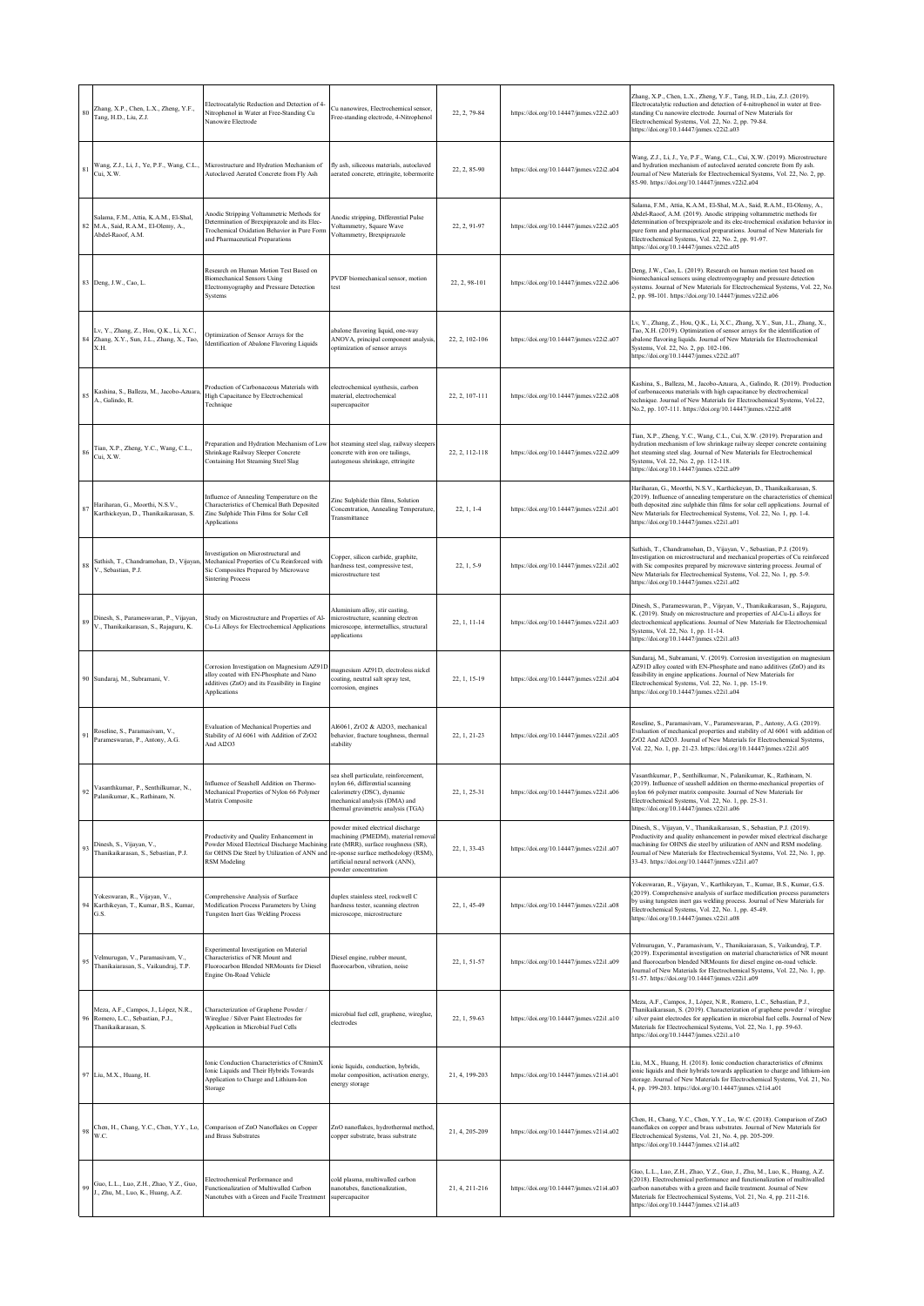| 80 | Zhang, X.P., Chen, L.X., Zheng, Y.F., Tang, H.D., Liu, Z.J. | Electrocatalytic Reduction and Detection of 4-Nitrophenol in Water at Free-Standing Cu Nanowire Electrode | Cu nanowires, Electrochemical sensor, Free-standing electrode, 4-Nitrophenol | 22, 2, 79-84 | https://doi.org/10.14447/jnmes.v22i2.a03 | Zhang, X.P., Chen, L.X., Zheng, Y.F., Tang, H.D., Liu, Z.J. (2019). Electrocatalytic reduction and detection of 4-nitrophenol in water at free-standing Cu nanowire electrode. Journal of New Materials for Electrochemical Systems, Vol. 22, No. 2, pp. 79-84. https://doi.org/10.14447/jnmes.v22i2.a03 |
|---|---|---|---|---|---|---|
| 81 | Wang, Z.J., Li, J., Ye, P.F., Wang, C.L., Cui, X.W. | Microstructure and Hydration Mechanism of Autoclaved Aerated Concrete from Fly Ash | fly ash, siliceous materials, autoclaved aerated concrete, ettringite, tobermorite | 22, 2, 85-90 | https://doi.org/10.14447/jnmes.v22i2.a04 | Wang, Z.J., Li, J., Ye, P.F., Wang, C.L., Cui, X.W. (2019). Microstructure and hydration mechanism of autoclaved aerated concrete from fly ash. Journal of New Materials for Electrochemical Systems, Vol. 22, No. 2, pp. 85-90. https://doi.org/10.14447/jnmes.v22i2.a04 |
| 82 | Salama, F.M., Attia, K.A.M., El-Shal, M.A., Said, R.A.M., El-Olemy, A., Abdel-Raoof, A.M. | Anodic Stripping Voltammetric Methods for Determination of Brexpiprazole and its Elec-Trochemical Oxidation Behavior in Pure Form and Pharmaceutical Preparations | Anodic stripping, Differential Pulse Voltammetry, Square Wave Voltammetry, Brexpiprazole | 22, 2, 91-97 | https://doi.org/10.14447/jnmes.v22i2.a05 | Salama, F.M., Attia, K.A.M., El-Shal, M.A., Said, R.A.M., El-Olemy, A., Abdel-Raoof, A.M. (2019). Anodic stripping voltammetric methods for determination of brexpiprazole and its elec-trochemical oxidation behavior in pure form and pharmaceutical preparations. Journal of New Materials for Electrochemical Systems, Vol. 22, No. 2, pp. 91-97. https://doi.org/10.14447/jnmes.v22i2.a05 |
| 83 | Deng, J.W., Cao, L. | Research on Human Motion Test Based on Biomechanical Sensors Using Electromyography and Pressure Detection Systems | PVDF biomechanical sensor, motion test | 22, 2, 98-101 | https://doi.org/10.14447/jnmes.v22i2.a06 | Deng, J.W., Cao, L. (2019). Research on human motion test based on biomechanical sensors using electromyography and pressure detection systems. Journal of New Materials for Electrochemical Systems, Vol. 22, No. 2, pp. 98-101. https://doi.org/10.14447/jnmes.v22i2.a06 |
| 84 | Lv, Y., Zhang, Z., Hou, Q.K., Li, X.C., Zhang, X.Y., Sun, J.L., Zhang, X., Tao, X.H. | Optimization of Sensor Arrays for the Identification of Abalone Flavoring Liquids | abalone flavoring liquid, one-way ANOVA, principal component analysis, optimization of sensor arrays | 22, 2, 102-106 | https://doi.org/10.14447/jnmes.v22i2.a07 | Lv, Y., Zhang, Z., Hou, Q.K., Li, X.C., Zhang, X.Y., Sun, J.L., Zhang, X., Tao, X.H. (2019). Optimization of sensor arrays for the identification of abalone flavoring liquids. Journal of New Materials for Electrochemical Systems, Vol. 22, No. 2, pp. 102-106. https://doi.org/10.14447/jnmes.v22i2.a07 |
| 85 | Kashina, S., Balleza, M., Jacobo-Azuara, A., Galindo, R. | Production of Carbonaceous Materials with High Capacitance by Electrochemical Technique | electrochemical synthesis, carbon material, electrochemical supercapacitor | 22, 2, 107-111 | https://doi.org/10.14447/jnmes.v22i2.a08 | Kashina, S., Balleza, M., Jacobo-Azuara, A., Galindo, R. (2019). Production of carbonaceous materials with high capacitance by electrochemical technique. Journal of New Materials for Electrochemical Systems, Vol.22, No.2, pp. 107-111. https://doi.org/10.14447/jnmes.v22i2.a08 |
| 86 | Tian, X.P., Zheng, Y.C., Wang, C.L., Cui, X.W. | Preparation and Hydration Mechanism of Low Shrinkage Railway Sleeper Concrete Containing Hot Steaming Steel Slag | hot steaming steel slag, railway sleepers concrete with iron ore tailings, autogenous shrinkage, ettringite | 22, 2, 112-118 | https://doi.org/10.14447/jnmes.v22i2.a09 | Tian, X.P., Zheng, Y.C., Wang, C.L., Cui, X.W. (2019). Preparation and hydration mechanism of low shrinkage railway sleeper concrete containing hot steaming steel slag. Journal of New Materials for Electrochemical Systems, Vol. 22, No. 2, pp. 112-118. https://doi.org/10.14447/jnmes.v22i2.a09 |
| 87 | Hariharan, G., Moorthi, N.S.V., Karthickeyan, D., Thanikaikarasan, S. | Influence of Annealing Temperature on the Characteristics of Chemical Bath Deposited Zinc Sulphide Thin Films for Solar Cell Applications | Zinc Sulphide thin films, Solution Concentration, Annealing Temperature, Transmittance | 22, 1, 1-4 | https://doi.org/10.14447/jnmes.v22i1.a01 | Hariharan, G., Moorthi, N.S.V., Karthickeyan, D., Thanikaikarasan, S. (2019). Influence of annealing temperature on the characteristics of chemical bath deposited zinc sulphide thin films for solar cell applications. Journal of New Materials for Electrochemical Systems, Vol. 22, No. 1, pp. 1-4. https://doi.org/10.14447/jnmes.v22i1.a01 |
| 88 | Sathish, T., Chandramohan, D., Vijayan, V., Sebastian, P.J. | Investigation on Microstructural and Mechanical Properties of Cu Reinforced with Sic Composites Prepared by Microwave Sintering Process | Copper, silicon carbide, graphite, hardness test, compressive test, microstructure test | 22, 1, 5-9 | https://doi.org/10.14447/jnmes.v22i1.a02 | Sathish, T., Chandramohan, D., Vijayan, V., Sebastian, P.J. (2019). Investigation on microstructural and mechanical properties of Cu reinforced with Sic composites prepared by microwave sintering process. Journal of New Materials for Electrochemical Systems, Vol. 22, No. 1, pp. 5-9. https://doi.org/10.14447/jnmes.v22i1.a02 |
| 89 | Dinesh, S., Parameswaran, P., Vijayan, V., Thanikaikarasan, S., Rajaguru, K. | Study on Microstructure and Properties of Al-Cu-Li Alloys for Electrochemical Applications | Aluminium alloy, stir casting, microstructure, scanning electron microscope, intermetallics, structural applications | 22, 1, 11-14 | https://doi.org/10.14447/jnmes.v22i1.a03 | Dinesh, S., Parameswaran, P., Vijayan, V., Thanikaikarasan, S., Rajaguru, K. (2019). Study on microstructure and properties of Al-Cu-Li alloys for electrochemical applications. Journal of New Materials for Electrochemical Systems, Vol. 22, No. 1, pp. 11-14. https://doi.org/10.14447/jnmes.v22i1.a03 |
| 90 | Sundaraj, M., Subramani, V. | Corrosion Investigation on Magnesium AZ91D alloy coated with EN-Phosphate and Nano additives (ZnO) and its Feasibility in Engine Applications | magnesium AZ91D, electroless nickel coating, neutral salt spray test, corrosion, engines | 22, 1, 15-19 | https://doi.org/10.14447/jnmes.v22i1.a04 | Sundaraj, M., Subramani, V. (2019). Corrosion investigation on magnesium AZ91D alloy coated with EN-Phosphate and nano additives (ZnO) and its feasibility in engine applications. Journal of New Materials for Electrochemical Systems, Vol. 22, No. 1, pp. 15-19. https://doi.org/10.14447/jnmes.v22i1.a04 |
| 91 | Roseline, S., Paramasivam, V., Parameswaran, P., Antony, A.G. | Evaluation of Mechanical Properties and Stability of Al 6061 with Addition of $ZrO_2$ And $Al_2O_3$ | Al6061, $ZrO_2$ & $Al_2O_3$, mechanical behavior, fracture toughness, thermal stability | 22, 1, 21-23 | https://doi.org/10.14447/jnmes.v22i1.a05 | Roseline, S., Paramasivam, V., Parameswaran, P., Antony, A.G. (2019). Evaluation of mechanical properties and stability of Al 6061 with addition of $ZrO_2$ And $Al_2O_3$. Journal of New Materials for Electrochemical Systems, Vol. 22, No. 1, pp. 21-23. https://doi.org/10.14447/jnmes.v22i1.a05 |
| 92 | Vasanthkumar, P., Senthilkumar, N., Palanikumar, K., Rathinam, N. | Influence of Seashell Addition on Thermo-Mechanical Properties of Nylon 66 Polymer Matrix Composite | sea shell particulate, reinforcement, nylon 66, differential scanning calorimetry (DSC), dynamic mechanical analysis (DMA) and thermal gravimetric analysis (TGA) | 22, 1, 25-31 | https://doi.org/10.14447/jnmes.v22i1.a06 | Vasanthkumar, P., Senthilkumar, N., Palanikumar, K., Rathinam, N. (2019). Influence of seashell addition on thermo-mechanical properties of nylon 66 polymer matrix composite. Journal of New Materials for Electrochemical Systems, Vol. 22, No. 1, pp. 25-31. https://doi.org/10.14447/jnmes.v22i1.a06 |
| 93 | Dinesh, S., Vijayan, V., Thanikaikarasan, S., Sebastian, P.J. | Productivity and Quality Enhancement in Powder Mixed Electrical Discharge Machining for OHNS Die Steel by Utilization of ANN and RSM Modeling | powder mixed electrical discharge machining (PMEDM), material removal rate (MRR), surface roughness (SR), re-sponse surface methodology (RSM), artificial neural network (ANN), powder concentration | 22, 1, 33-43 | https://doi.org/10.14447/jnmes.v22i1.a07 | Dinesh, S., Vijayan, V., Thanikaikarasan, S., Sebastian, P.J. (2019). Productivity and quality enhancement in powder mixed electrical discharge machining for OHNS die steel by utilization of ANN and RSM modeling. Journal of New Materials for Electrochemical Systems, Vol. 22, No. 1, pp. 33-43. https://doi.org/10.14447/jnmes.v22i1.a07 |
| 94 | Yokeswaran, R., Vijayan, V., Karthikeyan, T., Kumar, B.S., Kumar, G.S. | Comprehensive Analysis of Surface Modification Process Parameters by Using Tungsten Inert Gas Welding Process | duplex stainless steel, rockwell C hardness tester, scanning electron microscope, microstructure | 22, 1, 45-49 | https://doi.org/10.14447/jnmes.v22i1.a08 | Yokeswaran, R., Vijayan, V., Karthikeyan, T., Kumar, B.S., Kumar, G.S. (2019). Comprehensive analysis of surface modification process parameters by using tungsten inert gas welding process. Journal of New Materials for Electrochemical Systems, Vol. 22, No. 1, pp. 45-49. https://doi.org/10.14447/jnmes.v22i1.a08 |
| 95 | Velmurugan, V., Paramasivam, V., Thanikaiarasan, S., Vaikundraj, T.P. | Experimental Investigation on Material Characteristics of NR Mount and Fluorocarbon Blended NRMounts for Diesel Engine On-Road Vehicle | Diesel engine, rubber mount, fluorocarbon, vibration, noise | 22, 1, 51-57 | https://doi.org/10.14447/jnmes.v22i1.a09 | Velmurugan, V., Paramasivam, V., Thanikaiarasan, S., Vaikundraj, T.P. (2019). Experimental investigation on material characteristics of NR mount and fluorocarbon blended NRMounts for diesel engine on-road vehicle. Journal of New Materials for Electrochemical Systems, Vol. 22, No. 1, pp. 51-57. https://doi.org/10.14447/jnmes.v22i1.a09 |
| 96 | Meza, A.F., Campos, J., López, N.R., Romero, L.C., Sebastian, P.J., Thanikaikarasan, S. | Characterization of Graphene Powder / Wireglue / Silver Paint Electrodes for Application in Microbial Fuel Cells | microbial fuel cell, graphene, wireglue, electrodes | 22, 1, 59-63 | https://doi.org/10.14447/jnmes.v22i1.a10 | Meza, A.F., Campos, J., López, N.R., Romero, L.C., Sebastian, P.J., Thanikaikarasan, S. (2019). Characterization of graphene powder / wireglue / silver paint electrodes for application in microbial fuel cells. Journal of New Materials for Electrochemical Systems, Vol. 22, No. 1, pp. 59-63. https://doi.org/10.14447/jnmes.v22i1.a10 |
| 97 | Liu, M.X., Huang, H. | Ionic Conduction Characteristics of C8mimX Ionic Liquids and Their Hybrids Towards Application to Charge and Lithium-Ion Storage | ionic liquids, conduction, hybrids, molar composition, activation energy, energy storage | 21, 4, 199-203 | https://doi.org/10.14447/jnmes.v21i4.a01 | Liu, M.X., Huang, H. (2018). Ionic conduction characteristics of c8mimx ionic liquids and their hybrids towards application to charge and lithium-ion storage. Journal of New Materials for Electrochemical Systems, Vol. 21, No. 4, pp. 199-203. https://doi.org/10.14447/jnmes.v21i4.a01 |
| 98 | Chen, H., Chang, Y.C., Chen, Y.Y., Lo, W.C. | Comparison of ZnO Nanoflakes on Copper and Brass Substrates | ZnO nanoflakes, hydrothermal method, copper substrate, brass substrate | 21, 4, 205-209 | https://doi.org/10.14447/jnmes.v21i4.a02 | Chen, H., Chang, Y.C., Chen, Y.Y., Lo, W.C. (2018). Comparison of ZnO nanoflakes on copper and brass substrates. Journal of New Materials for Electrochemical Systems, Vol. 21, No. 4, pp. 205-209. https://doi.org/10.14447/jnmes.v21i4.a02 |
| 99 | Guo, L.L., Luo, Z.H., Zhao, Y.Z., Guo, J., Zhu, M., Luo, K., Huang, A.Z. | Electrochemical Performance and Functionalization of Multiwalled Carbon Nanotubes with a Green and Facile Treatment | cold plasma, multiwalled carbon nanotubes, functionalization, supercapacitor | 21, 4, 211-216 | https://doi.org/10.14447/jnmes.v21i4.a03 | Guo, L.L., Luo, Z.H., Zhao, Y.Z., Guo, J., Zhu, M., Luo, K., Huang, A.Z. (2018). Electrochemical performance and functionalization of multiwalled carbon nanotubes with a green and facile treatment. Journal of New Materials for Electrochemical Systems, Vol. 21, No. 4, pp. 211-216. https://doi.org/10.14447/jnmes.v21i4.a03 |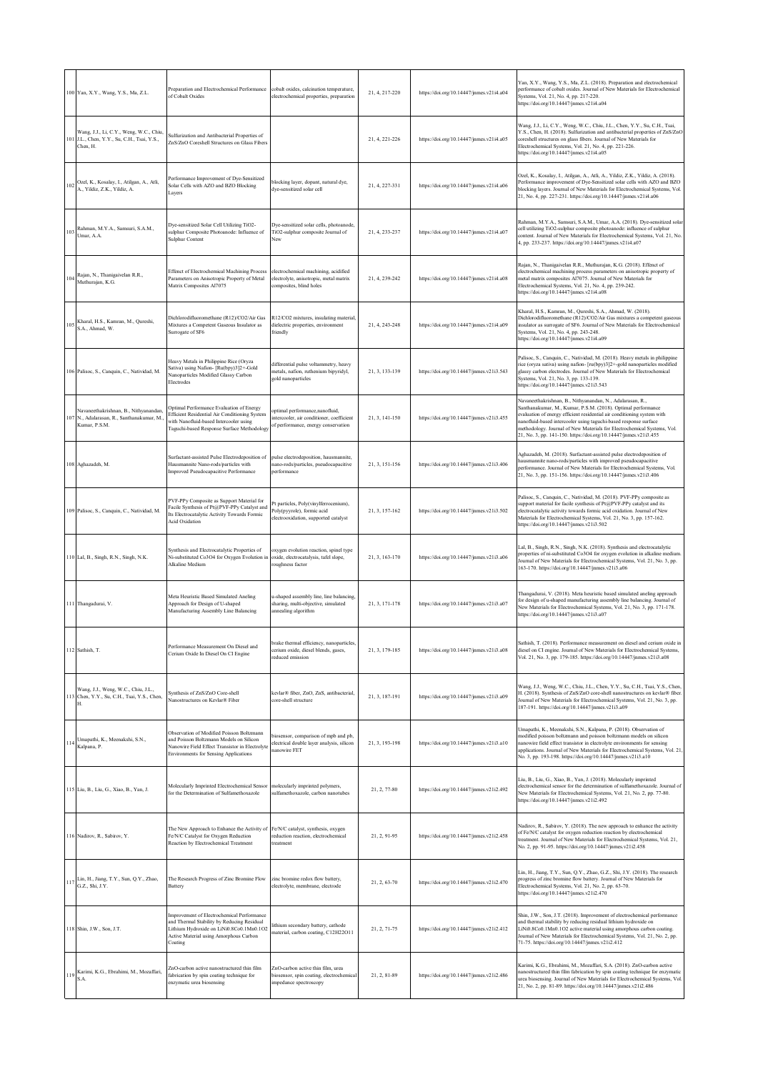| 100 | Yan, X.Y., Wang, Y.S., Ma, Z.L. | Preparation and Electrochemical Performance of Cobalt Oxides | cobalt oxides, calcination temperature, electrochemical properties, preparation | 21, 4, 217-220 | https://doi.org/10.14447/jnmes.v21i4.a04 | Yan, X.Y., Wang, Y.S., Ma, Z.L. (2018). Preparation and electrochemical performance of cobalt oxides. Journal of New Materials for Electrochemical Systems, Vol. 21, No. 4, pp. 217-220. https://doi.org/10.14447/jnmes.v21i4.a04 |
|---|---|---|---|---|---|---|
| 101 | Wang, J.J., Li, C.Y., Weng, W.C., Chiu, J.L., Chen, Y.Y., Su, C.H., Tsai, Y.S., Chen, H. | Sulfurization and Antibacterial Properties of ZnS/ZnO Coreshell Structures on Glass Fibers | | 21, 4, 221-226 | https://doi.org/10.14447/jnmes.v21i4.a05 | Wang, J.J., Li, C.Y., Weng, W.C., Chiu, J.L., Chen, Y.Y., Su, C.H., Tsai, Y.S., Chen, H. (2018). Sulfurization and antibacterial properties of ZnS/ZnO coreshell structures on glass fibers. Journal of New Materials for Electrochemical Systems, Vol. 21, No. 4, pp. 221-226. https://doi.org/10.14447/jnmes.v21i4.a05 |
| 102 | Ozel, K., Kosalay, I., Atilgan, A., Atli, A., Yildiz, Z.K., Yildiz, A. | Performance Improvement of Dye-Sensitized Solar Cells with AZO and BZO Blocking Layers | blocking layer, dopant, natural dye, dye-sensitized solar cell | 21, 4, 227-331 | https://doi.org/10.14447/jnmes.v21i4.a06 | Ozel, K., Kosalay, I., Atilgan, A., Atli, A., Yildiz, Z.K., Yildiz, A. (2018). Performance improvement of Dye-Sensitized solar cells with AZO and BZO blocking layers. Journal of New Materials for Electrochemical Systems, Vol. 21, No. 4, pp. 227-231. https://doi.org/10.14447/jnmes.v21i4.a06 |
| 103 | Rahman, M.Y.A., Samsuri, S.A.M., Umar, A.A. | Dye-sensitized Solar Cell Utilizing TiO2-sulphur Composite Photoanode: Influence of Sulphur Content | Dye-sensitized solar cells, photoanode, TiO2-sulphur composite Journal of New | 21, 4, 233-237 | https://doi.org/10.14447/jnmes.v21i4.a07 | Rahman, M.Y.A., Samsuri, S.A.M., Umar, A.A. (2018). Dye-sensitized solar cell utilizing TiO2-sulphur composite photoanode: influence of sulphur content. Journal of New Materials for Electrochemical Systems, Vol. 21, No. 4, pp. 233-237. https://doi.org/10.14447/jnmes.v21i4.a07 |
| 104 | Rajan, N., Thanigaivelan R.R., Muthurajan, K.G. | Effenct of Electrochemical Machining Process Parameters on Anisotropic Property of Metal Matrix Composites Al7075 | electrochemical machining, acidified electrolyte, anisotropic, metal matrix composites, blind holes | 21, 4, 239-242 | https://doi.org/10.14447/jnmes.v21i4.a08 | Rajan, N., Thanigaivelan R.R., Muthurajan, K.G. (2018). Effenct of electrochemical machining process parameters on anisotropic property of metal matrix composites Al7075. Journal of New Materials for Electrochemical Systems, Vol. 21, No. 4, pp. 239-242. https://doi.org/10.14447/jnmes.v21i4.a08 |
| 105 | Kharal, H.S., Kamran, M., Qureshi, S.A., Ahmad, W. | Dichlorodifluoromethane (R12)/CO2/Air Gas Mixtures a Competent Gaseous Insulator as Surrogate of SF6 | R12/CO2 mixtures, insulating material, dielectric properties, environment friendly | 21, 4, 243-248 | https://doi.org/10.14447/jnmes.v21i4.a09 | Kharal, H.S., Kamran, M., Qureshi, S.A., Ahmad, W. (2018). Dichlorodifluoromethane (R12)/CO2/Air Gas mixtures a competent gaseous insulator as surrogate of SF6. Journal of New Materials for Electrochemical Systems, Vol. 21, No. 4, pp. 243-248. https://doi.org/10.14447/jnmes.v21i4.a09 |
| 106 | Palisoc, S., Canquin, C., Natividad, M. | Heavy Metals in Philippine Rice (Oryza Sativa) using Nafion- [Ru(bpy)3]2+-Gold Nanoparticles Modified Glassy Carbon Electrodes | differential pulse voltammetry, heavy metals, nafion, ruthenium bipyridyl, gold nanoparticles | 21, 3, 133-139 | https://doi.org/10.14447/jnmes.v21i3.543 | Palisoc, S., Canquin, C., Natividad, M. (2018). Heavy metals in philippine rice (oryza sativa) using nafion- [ru(bpy)3]2+-gold nanoparticles modified glassy carbon electrodes. Journal of New Materials for Electrochemical Systems, Vol. 21, No. 3, pp. 133-139. https://doi.org/10.14447/jnmes.v21i3.543 |
| 107 | Navaneethakrishnan, B., Nithyanandan, N., Adalarasan, R., Santhanakumar, M., Kumar, P.S.M. | Optimal Performance Evaluation of Energy Efficient Residential Air Conditioning System with Nanofluid-based Intercooler using Taguchi-based Response Surface Methodology | optimal performance,nanofluid, intercooler, air conditioner, coefficient of performance, energy conservation | 21, 3, 141-150 | https://doi.org/10.14447/jnmes.v21i3.455 | Navaneethakrishnan, B., Nithyanandan, N., Adalarasan, R., Santhanakumar, M., Kumar, P.S.M. (2018). Optimal performance evaluation of energy efficient residential air conditioning system with nanofluid-based intercooler using taguchi-based response surface methodology. Journal of New Materials for Electrochemical Systems, Vol. 21, No. 3, pp. 141-150. https://doi.org/10.14447/jnmes.v21i3.455 |
| 108 | Aghazadeh, M. | Surfactant-assisted Pulse Electrodeposition of Hausmannite Nano-rods/particles with Improved Pseudocapacitive Performance | pulse electrodeposition, hausmannite, nano-rods/particles, pseudocapacitive performance | 21, 3, 151-156 | https://doi.org/10.14447/jnmes.v21i3.406 | Aghazadeh, M. (2018). Surfactant-assisted pulse electrodeposition of hausmannite nano-rods/particles with improved pseudocapacitive performance. Journal of New Materials for Electrochemical Systems, Vol. 21, No. 3, pp. 151-156. https://doi.org/10.14447/jnmes.v21i3.406 |
| 109 | Palisoc, S., Canquin, C., Natividad, M. | PVF-PPy Composite as Support Material for Facile Synthesis of Pt@PVF-PPy Catalyst and Its Electrocatalytic Activity Towards Formic Acid Oxidation | Pt particles, Poly(vinylferrocenium), Poly(pyrrole), formic acid electrooxidation, supported catalyst | 21, 3, 157-162 | https://doi.org/10.14447/jnmes.v21i3.502 | Palisoc, S., Canquin, C., Natividad, M. (2018). PVF-PPy composite as support material for facile synthesis of Pt@PVF-PPy catalyst and its electrocatalytic activity towards formic acid oxidation. Journal of New Materials for Electrochemical Systems, Vol. 21, No. 3, pp. 157-162. https://doi.org/10.14447/jnmes.v21i3.502 |
| 110 | Lal, B., Singh, R.N., Singh, N.K. | Synthesis and Electrocatalytic Properties of Ni-substituted Co3O4 for Oxygen Evolution in Alkaline Medium | oxygen evolution reaction, spinel type oxide, electrocatalysis, tafel slope, roughness factor | 21, 3, 163-170 | https://doi.org/10.14447/jnmes.v21i3.a06 | Lal, B., Singh, R.N., Singh, N.K. (2018). Synthesis and electrocatalytic properties of ni-substituted Co3O4 for oxygen evolution in alkaline medium. Journal of New Materials for Electrochemical Systems, Vol. 21, No. 3, pp. 163-170. https://doi.org/10.14447/jnmes.v21i3.a06 |
| 111 | Thangadurai, V. | Meta Heuristic Based Simulated Aneling Approach for Design of U-shaped Manufacturing Assembly Line Balancing | u-shaped assembly line, line balancing, sharing, multi-objective, simulated annealing algorithm | 21, 3, 171-178 | https://doi.org/10.14447/jnmes.v21i3.a07 | Thangadurai, V. (2018). Meta heuristic based simulated aneling approach for design of u-shaped manufacturing assembly line balancing. Journal of New Materials for Electrochemical Systems, Vol. 21, No. 3, pp. 171-178. https://doi.org/10.14447/jnmes.v21i3.a07 |
| 112 | Sathish, T. | Performance Measurement On Diesel and Cerium Oxide In Diesel On CI Engine | brake thermal efficiency, nanoparticles, cerium oxide, diesel blends, gases, reduced emission | 21, 3, 179-185 | https://doi.org/10.14447/jnmes.v21i3.a08 | Sathish, T. (2018). Performance measurement on diesel and cerium oxide in diesel on CI engine. Journal of New Materials for Electrochemical Systems, Vol. 21, No. 3, pp. 179-185. https://doi.org/10.14447/jnmes.v21i3.a08 |
| 113 | Wang, J.J., Weng, W.C., Chiu, J.L., Chen, Y.Y., Su, C.H., Tsai, Y.S., Chen, H. | Synthesis of ZnS/ZnO Core-shell Nanostructures on Kevlar® Fiber | kevlar® fiber, ZnO, ZnS, antibacterial, core-shell structure | 21, 3, 187-191 | https://doi.org/10.14447/jnmes.v21i3.a09 | Wang, J.J., Weng, W.C., Chiu, J.L., Chen, Y.Y., Su, C.H., Tsai, Y.S., Chen, H. (2018). Synthesis of ZnS/ZnO core-shell nanostructures on kevlar® fiber. Journal of New Materials for Electrochemical Systems, Vol. 21, No. 3, pp. 187-191. https://doi.org/10.14447/jnmes.v21i3.a09 |
| 114 | Umapathi, K., Meenakshi, S.N., Kalpana, P. | Observation of Modified Poisson Boltzmann and Poisson Boltzmann Models on Silicon Nanowire Field Effect Transistor in Electrolyte Environments for Sensing Applications | biosensor, comparison of mpb and pb, electrical double layer analysis, silicon nanowire FET | 21, 3, 193-198 | https://doi.org/10.14447/jnmes.v21i3.a10 | Umapathi, K., Meenakshi, S.N., Kalpana, P. (2018). Observation of modified poisson boltzmann and poisson boltzmann models on silicon nanowire field effect transistor in electrolyte environments for sensing applications. Journal of New Materials for Electrochemical Systems, Vol. 21, No. 3, pp. 193-198. https://doi.org/10.14447/jnmes.v21i3.a10 |
| 115 | Liu, B., Liu, G., Xiao, B., Yan, J. | Molecularly Imprinted Electrochemical Sensor for the Determination of Sulfamethoxazole | molecularly imprinted polymers, sulfamethoxazole, carbon nanotubes | 21, 2, 77-80 | https://doi.org/10.14447/jnmes.v21i2.492 | Liu, B., Liu, G., Xiao, B., Yan, J. (2018). Molecularly imprinted electrochemical sensor for the determination of sulfamethoxazole. Journal of New Materials for Electrochemical Systems, Vol. 21, No. 2, pp. 77-80. https://doi.org/10.14447/jnmes.v21i2.492 |
| 116 | Nadirov, R., Sabirov, Y. | The New Approach to Enhance the Activity of Fe/N/C Catalyst for Oxygen Reduction Reaction by Electrochemical Treatment | Fe/N/C catalyst, synthesis, oxygen reduction reaction, electrochemical treatment | 21, 2, 91-95 | https://doi.org/10.14447/jnmes.v21i2.458 | Nadirov, R., Sabirov, Y. (2018). The new approach to enhance the activity of Fe/N/C catalyst for oxygen reduction reaction by electrochemical treatment. Journal of New Materials for Electrochemical Systems, Vol. 21, No. 2, pp. 91-95. https://doi.org/10.14447/jnmes.v21i2.458 |
| 117 | Lin, H., Jiang, T.Y., Sun, Q.Y., Zhao, G.Z., Shi, J.Y. | The Research Progress of Zinc Bromine Flow Battery | zinc bromine redox flow battery, electrolyte, membrane, electrode | 21, 2, 63-70 | https://doi.org/10.14447/jnmes.v21i2.470 | Lin, H., Jiang, T.Y., Sun, Q.Y., Zhao, G.Z., Shi, J.Y. (2018). The research progress of zinc bromine flow battery. Journal of New Materials for Electrochemical Systems, Vol. 21, No. 2, pp. 63-70. https://doi.org/10.14447/jnmes.v21i2.470 |
| 118 | Shin, J.W., Son, J.T. | Improvement of Electrochemical Performance and Thermal Stability by Reducing Residual Lithium Hydroxide on LiNi0.8Co0.1Mn0.1O2 Active Material using Amorphous Carbon Coating | lithium secondary battery, cathode material, carbon coating, C12H22O11 | 21, 2, 71-75 | https://doi.org/10.14447/jnmes.v21i2.412 | Shin, J.W., Son, J.T. (2018). Improvement of electrochemical performance and thermal stability by reducing residual lithium hydroxide on LiNi0.8Co0.1Mn0.1O2 active material using amorphous carbon coating. Journal of New Materials for Electrochemical Systems, Vol. 21, No. 2, pp. 71-75. https://doi.org/10.14447/jnmes.v21i2.412 |
| 119 | Karimi, K.G., Ebrahimi, M., Mozaffari, S.A. | ZnO-carbon active nanostructured thin film fabrication by spin coating technique for enzymatic urea biosensing | ZnO-carbon active thin film, urea biosensor, spin coating, electrochemical impedance spectroscopy | 21, 2, 81-89 | https://doi.org/10.14447/jnmes.v21i2.486 | Karimi, K.G., Ebrahimi, M., Mozaffari, S.A. (2018). ZnO-carbon active nanostructured thin film fabrication by spin coating technique for enzymatic urea biosensing. Journal of New Materials for Electrochemical Systems, Vol. 21, No. 2, pp. 81-89. https://doi.org/10.14447/jnmes.v21i2.486 |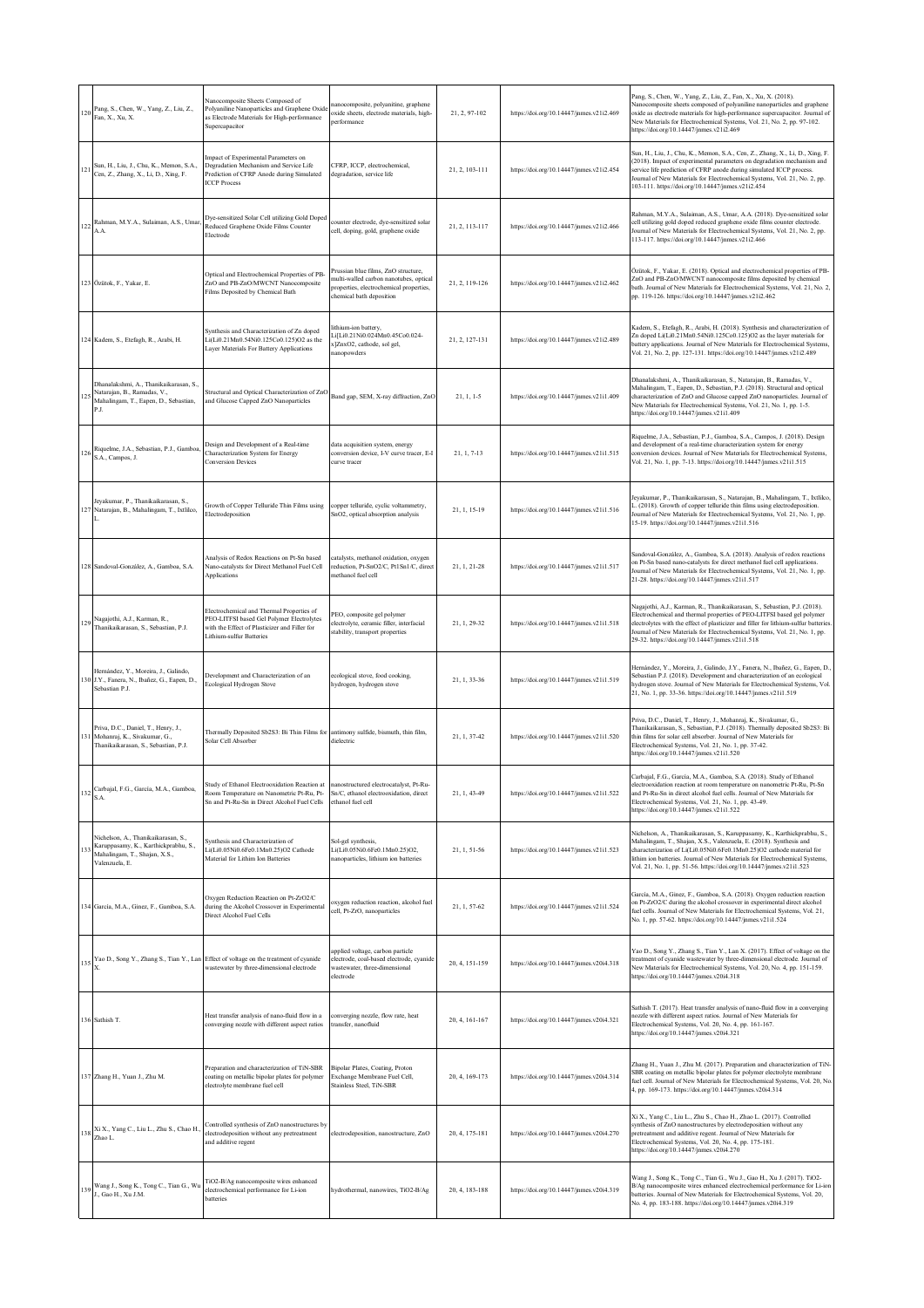| 120 | Pang, S., Chen, W., Yang, Z., Liu, Z., Fan, X., Xu, X. | Nanocomposite Sheets Composed of Polyaniline Nanoparticles and Graphene Oxide as Electrode Materials for High-performance Supercapacitor | nanocomposite, polyaniline, graphene oxide sheets, electrode materials, high-performance | 21, 2, 97-102 | https://doi.org/10.14447/jnmes.v21i2.469 | Pang, S., Chen, W., Yang, Z., Liu, Z., Fan, X., Xu, X. (2018). Nanocomposite sheets composed of polyaniline nanoparticles and graphene oxide as electrode materials for high-performance supercapacitor. Journal of New Materials for Electrochemical Systems, Vol. 21, No. 2, pp. 97-102. https://doi.org/10.14447/jnmes.v21i2.469 |
|---|---|---|---|---|---|---|
| 121 | Sun, H., Liu, J., Chu, K., Memon, S.A., Cen, Z., Zhang, X., Li, D., Xing, F. | Impact of Experimental Parameters on Degradation Mechanism and Service Life Prediction of CFRP Anode during Simulated ICCP Process | CFRP, ICCP, electrochemical, degradation, service life | 21, 2, 103-111 | https://doi.org/10.14447/jnmes.v21i2.454 | Sun, H., Liu, J., Chu, K., Memon, S.A., Cen, Z., Zhang, X., Li, D., Xing, F. (2018). Impact of experimental parameters on degradation mechanism and service life prediction of CFRP anode during simulated ICCP process. Journal of New Materials for Electrochemical Systems, Vol. 21, No. 2, pp. 103-111. https://doi.org/10.14447/jnmes.v21i2.454 |
| 122 | Rahman, M.Y.A., Sulaiman, A.S., Umar, A.A. | Dye-sensitized Solar Cell utilizing Gold Doped Reduced Graphene Oxide Films Counter Electrode | counter electrode, dye-sensitized solar cell, doping, gold, graphene oxide | 21, 2, 113-117 | https://doi.org/10.14447/jnmes.v21i2.466 | Rahman, M.Y.A., Sulaiman, A.S., Umar, A.A. (2018). Dye-sensitized solar cell utilizing gold doped reduced graphene oxide films counter electrode. Journal of New Materials for Electrochemical Systems, Vol. 21, No. 2, pp. 113-117. https://doi.org/10.14447/jnmes.v21i2.466 |
| 123 | Özütok, F., Yakar, E. | Optical and Electrochemical Properties of PB-ZnO and PB-ZnO/MWCNT Nanocomposite Films Deposited by Chemical Bath | Prussian blue films, ZnO structure, multi-walled carbon nanotubes, optical properties, electrochemical properties, chemical bath deposition | 21, 2, 119-126 | https://doi.org/10.14447/jnmes.v21i2.462 | Özütok, F., Yakar, E. (2018). Optical and electrochemical properties of PB-ZnO and PB-ZnO/MWCNT nanocomposite films deposited by chemical bath. Journal of New Materials for Electrochemical Systems, Vol. 21, No. 2, pp. 119-126. https://doi.org/10.14447/jnmes.v21i2.462 |
| 124 | Kadem, S., Etefagh, R., Arabi, H. | Synthesis and Characterization of Zn doped Li(Li0.21Mn0.54Ni0.125Co0.125)O2 as the Layer Materials For Battery Applications | lithium-ion battery, Li[Li0.21Ni0.024Mn0.45Co0.024-x]ZnxO2, cathode, sol gel, nanopowders | 21, 2, 127-131 | https://doi.org/10.14447/jnmes.v21i2.489 | Kadem, S., Etefagh, R., Arabi, H. (2018). Synthesis and characterization of Zn doped Li(Li0.21Mn0.54Ni0.125Co0.125)O2 as the layer materials for battery applications. Journal of New Materials for Electrochemical Systems, Vol. 21, No. 2, pp. 127-131. https://doi.org/10.14447/jnmes.v21i2.489 |
| 125 | Dhanalakshmi, A., Thanikaikarasan, S., Natarajan, B., Ramadas, V., Mahalingam, T., Eapen, D., Sebastian, P.J. | Structural and Optical Characterization of ZnO and Glucose Capped ZnO Nanoparticles | Band gap, SEM, X-ray diffraction, ZnO | 21, 1, 1-5 | https://doi.org/10.14447/jnmes.v21i1.409 | Dhanalakshmi, A., Thanikaikarasan, S., Natarajan, B., Ramadas, V., Mahalingam, T., Eapen, D., Sebastian, P.J. (2018). Structural and optical characterization of ZnO and Glucose capped ZnO nanoparticles. Journal of New Materials for Electrochemical Systems, Vol. 21, No. 1, pp. 1-5. https://doi.org/10.14447/jnmes.v21i1.409 |
| 126 | Riquelme, J.A., Sebastian, P.J., Gamboa, S.A., Campos, J. | Design and Development of a Real-time Characterization System for Energy Conversion Devices | data acquisition system, energy conversion device, I-V curve tracer, E-I curve tracer | 21, 1, 7-13 | https://doi.org/10.14447/jnmes.v21i1.515 | Riquelme, J.A., Sebastian, P.J., Gamboa, S.A., Campos, J. (2018). Design and development of a real-time characterization system for energy conversion devices. Journal of New Materials for Electrochemical Systems, Vol. 21, No. 1, pp. 7-13. https://doi.org/10.14447/jnmes.v21i1.515 |
| 127 | Jeyakumar, P., Thanikaikarasan, S., Natarajan, B., Mahalingam, T., Ixtlilco, L. | Growth of Copper Telluride Thin Films using Electrodeposition | copper telluride, cyclic voltammetry, SnO2, optical absorption analysis | 21, 1, 15-19 | https://doi.org/10.14447/jnmes.v21i1.516 | Jeyakumar, P., Thanikaikarasan, S., Natarajan, B., Mahalingam, T., Ixtlilco, L. (2018). Growth of copper telluride thin films using electrodeposition. Journal of New Materials for Electrochemical Systems, Vol. 21, No. 1, pp. 15-19. https://doi.org/10.14447/jnmes.v21i1.516 |
| 128 | Sandoval-González, A., Gamboa, S.A. | Analysis of Redox Reactions on Pt-Sn based Nano-catalysts for Direct Methanol Fuel Cell Applications | catalysts, methanol oxidation, oxygen reduction, Pt-SnO2/C, Pt1Sn1/C, direct methanol fuel cell | 21, 1, 21-28 | https://doi.org/10.14447/jnmes.v21i1.517 | Sandoval-González, A., Gamboa, S.A. (2018). Analysis of redox reactions on Pt-Sn based nano-catalysts for direct methanol fuel cell applications. Journal of New Materials for Electrochemical Systems, Vol. 21, No. 1, pp. 21-28. https://doi.org/10.14447/jnmes.v21i1.517 |
| 129 | Nagajothi, A.J., Karman, R., Thanikaikarasan, S., Sebastian, P.J. | Electrochemical and Thermal Properties of PEO-LITFSI based Gel Polymer Electrolytes with the Effect of Plasticizer and Filler for Lithium-sulfur Batteries | PEO, composite gel polymer electrolyte, ceramic filler, interfacial stability, transport properties | 21, 1, 29-32 | https://doi.org/10.14447/jnmes.v21i1.518 | Nagajothi, A.J., Karman, R., Thanikaikarasan, S., Sebastian, P.J. (2018). Electrochemical and thermal properties of PEO-LITFSI based gel polymer electrolytes with the effect of plasticizer and filler for lithium-sulfur batteries. Journal of New Materials for Electrochemical Systems, Vol. 21, No. 1, pp. 29-32. https://doi.org/10.14447/jnmes.v21i1.518 |
| 130 | Hernández, Y., Moreira, J., Galindo, J.Y., Fanera, N., Ibañez, G., Eapen, D., Sebastian P.J. | Development and Characterization of an Ecological Hydrogen Stove | ecological stove, food cooking, hydrogen, hydrogen stove | 21, 1, 33-36 | https://doi.org/10.14447/jnmes.v21i1.519 | Hernández, Y., Moreira, J., Galindo, J.Y., Fanera, N., Ibañez, G., Eapen, D., Sebastian P.J. (2018). Development and characterization of an ecological hydrogen stove. Journal of New Materials for Electrochemical Systems, Vol. 21, No. 1, pp. 33-36. https://doi.org/10.14447/jnmes.v21i1.519 |
| 131 | Priva, D.C., Daniel, T., Henry, J., Mohanraj, K., Sivakumar, G., Thanikaikarasan, S., Sebastian, P.J. | Thermally Deposited Sb2S3: Bi Thin Films for Solar Cell Absorber | antimony sulfide, bismuth, thin film, dielectric | 21, 1, 37-42 | https://doi.org/10.14447/jnmes.v21i1.520 | Priva, D.C., Daniel, T., Henry, J., Mohanraj, K., Sivakumar, G., Thanikaikarasan, S., Sebastian, P.J. (2018). Thermally deposited Sb2S3: Bi thin films for solar cell absorber. Journal of New Materials for Electrochemical Systems, Vol. 21, No. 1, pp. 37-42. https://doi.org/10.14447/jnmes.v21i1.520 |
| 132 | Carbajal, F.G., García, M.A., Gamboa, S.A. | Study of Ethanol Electrooxidation Reaction at Room Temperature on Nanometric Pt-Ru, Pt-Sn and Pt-Ru-Sn in Direct Alcohol Fuel Cells | nanostructured electrocatalyst, Pt-Ru-Sn/C, ethanol electrooxidation, direct ethanol fuel cell | 21, 1, 43-49 | https://doi.org/10.14447/jnmes.v21i1.522 | Carbajal, F.G., García, M.A., Gamboa, S.A. (2018). Study of Ethanol electrooxidation reaction at room temperature on nanometric Pt-Ru, Pt-Sn and Pt-Ru-Sn in direct alcohol fuel cells. Journal of New Materials for Electrochemical Systems, Vol. 21, No. 1, pp. 43-49. https://doi.org/10.14447/jnmes.v21i1.522 |
| 133 | Nichelson, A., Thanikaikarasan, S., Karuppasamy, K., Karthickprabhu, S., Mahalingam, T., Shajan, X.S., Valenzuela, E. | Synthesis and Characterization of Li(Li0.05Ni0.6Fe0.1Mn0.25)O2 Cathode Material for Lithim Ion Batteries | Sol-gel synthesis, Li(Li0.05Ni0.6Fe0.1Mn0.25)O2, nanoparticles, lithium ion batteries | 21, 1, 51-56 | https://doi.org/10.14447/jnmes.v21i1.523 | Nichelson, A., Thanikaikarasan, S., Karuppasamy, K., Karthickprabhu, S., Mahalingam, T., Shajan, X.S., Valenzuela, E. (2018). Synthesis and characterization of Li(Li0.05Ni0.6Fe0.1Mn0.25)O2 cathode material for lithim ion batteries. Journal of New Materials for Electrochemical Systems, Vol. 21, No. 1, pp. 51-56. https://doi.org/10.14447/jnmes.v21i1.523 |
| 134 | García, M.A., Ginez, F., Gamboa, S.A. | Oxygen Reduction Reaction on Pt-ZrO2/C during the Alcohol Crossover in Experimental Direct Alcohol Fuel Cells | oxygen reduction reaction, alcohol fuel cell, Pt-ZrO, nanoparticles | 21, 1, 57-62 | https://doi.org/10.14447/jnmes.v21i1.524 | García, M.A., Ginez, F., Gamboa, S.A. (2018). Oxygen reduction reaction on Pt-ZrO2/C during the alcohol crossover in experimental direct alcohol fuel cells. Journal of New Materials for Electrochemical Systems, Vol. 21, No. 1, pp. 57-62. https://doi.org/10.14447/jnmes.v21i1.524 |
| 135 | Yao D., Song Y., Zhang S., Tian Y., Lan X. | Effect of voltage on the treatment of cyanide wastewater by three-dimensional electrode | applied voltage, carbon particle electrode, coal-based electrode, cyanide wastewater, three-dimensional electrode | 20, 4, 151-159 | https://doi.org/10.14447/jnmes.v20i4.318 | Yao D., Song Y., Zhang S., Tian Y., Lan X. (2017). Effect of voltage on the treatment of cyanide wastewater by three-dimensional electrode. Journal of New Materials for Electrochemical Systems, Vol. 20, No. 4, pp. 151-159. https://doi.org/10.14447/jnmes.v20i4.318 |
| 136 | Sathish T. | Heat transfer analysis of nano-fluid flow in a converging nozzle with different aspect ratios | converging nozzle, flow rate, heat transfer, nanofluid | 20, 4, 161-167 | https://doi.org/10.14447/jnmes.v20i4.321 | Sathish T. (2017). Heat transfer analysis of nano-fluid flow in a converging nozzle with different aspect ratios. Journal of New Materials for Electrochemical Systems, Vol. 20, No. 4, pp. 161-167. https://doi.org/10.14447/jnmes.v20i4.321 |
| 137 | Zhang H., Yuan J., Zhu M. | Preparation and characterization of TiN-SBR coating on metallic bipolar plates for polymer electrolyte membrane fuel cell | Bipolar Plates, Coating, Proton Exchange Membrane Fuel Cell, Stainless Steel, TiN-SBR | 20, 4, 169-173 | https://doi.org/10.14447/jnmes.v20i4.314 | Zhang H., Yuan J., Zhu M. (2017). Preparation and characterization of TiN-SBR coating on metallic bipolar plates for polymer electrolyte membrane fuel cell. Journal of New Materials for Electrochemical Systems, Vol. 20, No. 4, pp. 169-173. https://doi.org/10.14447/jnmes.v20i4.314 |
| 138 | Xi X., Yang C., Liu L., Zhu S., Chao H., Zhao L. | Controlled synthesis of ZnO nanostructures by electrodeposition without any pretreatment and additive regent | electrodeposition, nanostructure, ZnO | 20, 4, 175-181 | https://doi.org/10.14447/jnmes.v20i4.270 | Xi X., Yang C., Liu L., Zhu S., Chao H., Zhao L. (2017). Controlled synthesis of ZnO nanostructures by electrodeposition without any pretreatment and additive regent. Journal of New Materials for Electrochemical Systems, Vol. 20, No. 4, pp. 175-181. https://doi.org/10.14447/jnmes.v20i4.270 |
| 139 | Wang J., Song K., Tong C., Tian G., Wu J., Gao H., Xu J.M. | TiO2-B/Ag nanocomposite wires enhanced electrochemical performance for Li-ion batteries | hydrothermal, nanowires, TiO2-B/Ag | 20, 4, 183-188 | https://doi.org/10.14447/jnmes.v20i4.319 | Wang J., Song K., Tong C., Tian G., Wu J., Gao H., Xu J.M. (2017). TiO2-B/Ag nanocomposite wires enhanced electrochemical performance for Li-ion batteries. Journal of New Materials for Electrochemical Systems, Vol. 20, No. 4, pp. 183-188. https://doi.org/10.14447/jnmes.v20i4.319 |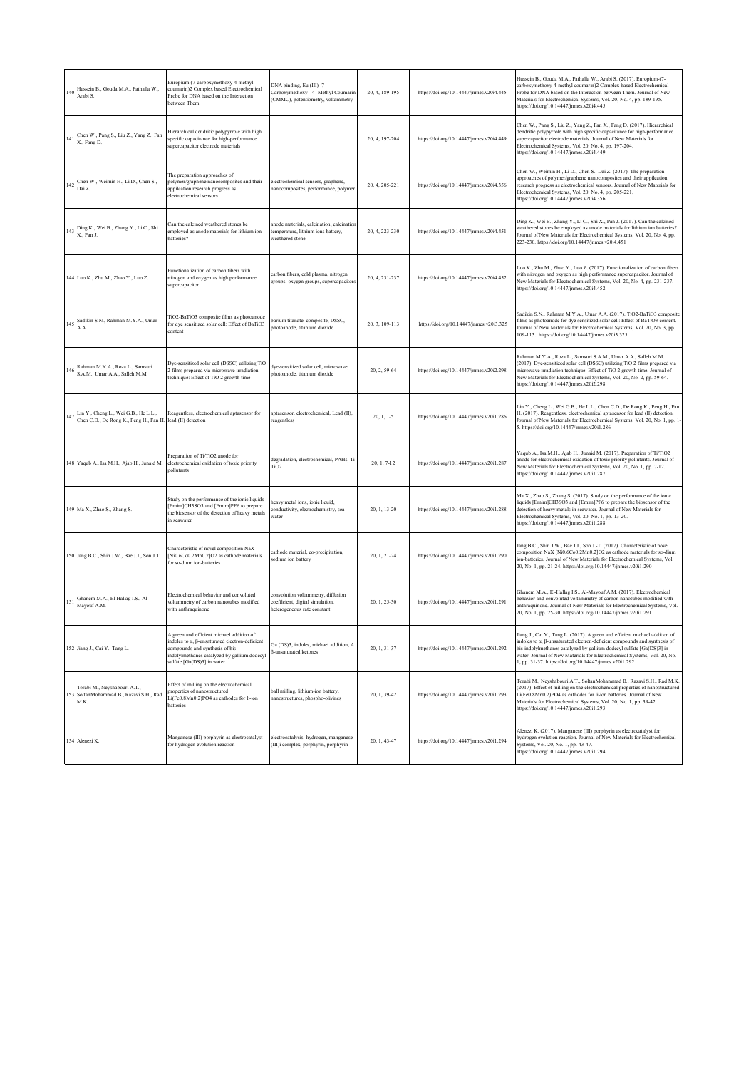| | | | | | | |
|---|---|---|---|---|---|---|
| 140 | Hussein B., Gouda M.A., Fathalla W., Arabi S. | Europium-(7-carboxymethoxy-4-methyl coumarin)2 Complex based Electrochemical Probe for DNA based on the Interaction between Them | DNA binding, Eu (III) -7-Carboxymethoxy - 4- Methyl Coumarin (CMMC), potentiometry, voltammetry | 20, 4, 189-195 | https://doi.org/10.14447/jnmes.v20i4.445 | Hussein B., Gouda M.A., Fathalla W., Arabi S. (2017). Europium-(7-carboxymethoxy-4-methyl coumarin)2 Complex based Electrochemical Probe for DNA based on the Interaction between Them. Journal of New Materials for Electrochemical Systems, Vol. 20, No. 4, pp. 189-195. https://doi.org/10.14447/jnmes.v20i4.445 |
| 141 | Chen W., Pang S., Liu Z., Yang Z., Fan X., Fang D. | Hierarchical dendritic polypyrrole with high specific capacitance for high-performance supercapacitor electrode materials | | 20, 4, 197-204 | https://doi.org/10.14447/jnmes.v20i4.449 | Chen W., Pang S., Liu Z., Yang Z., Fan X., Fang D. (2017). Hierarchical dendritic polypyrrole with high specific capacitance for high-performance supercapacitor electrode materials. Journal of New Materials for Electrochemical Systems, Vol. 20, No. 4, pp. 197-204. https://doi.org/10.14447/jnmes.v20i4.449 |
| 142 | Chen W., Weimin H., Li D., Chen S., Dai Z. | The preparation approaches of polymer/graphene nanocomposites and their application research progress as electrochemical sensors | electrochemical sensors, graphene, nanocomposites, performance, polymer | 20, 4, 205-221 | https://doi.org/10.14447/jnmes.v20i4.356 | Chen W., Weimin H., Li D., Chen S., Dai Z. (2017). The preparation approaches of polymer/graphene nanocomposites and their application research progress as electrochemical sensors. Journal of New Materials for Electrochemical Systems, Vol. 20, No. 4, pp. 205-221. https://doi.org/10.14447/jnmes.v20i4.356 |
| 143 | Ding K., Wei B., Zhang Y., Li C., Shi X., Pan J. | Can the calcined weathered stones be employed as anode materials for lithium ion batteries? | anode materials, calcination, calcination temperature, lithium ions battery, weathered stone | 20, 4, 223-230 | https://doi.org/10.14447/jnmes.v20i4.451 | Ding K., Wei B., Zhang Y., Li C., Shi X., Pan J. (2017). Can the calcined weathered stones be employed as anode materials for lithium ion batteries? Journal of New Materials for Electrochemical Systems, Vol. 20, No. 4, pp. 223-230. https://doi.org/10.14447/jnmes.v20i4.451 |
| 144 | Luo K., Zhu M., Zhao Y., Luo Z. | Functionalization of carbon fibers with nitrogen and oxygen as high performance supercapacitor | carbon fibers, cold plasma, nitrogen groups, oxygen groups, supercapacitors | 20, 4, 231-237 | https://doi.org/10.14447/jnmes.v20i4.452 | Luo K., Zhu M., Zhao Y., Luo Z. (2017). Functionalization of carbon fibers with nitrogen and oxygen as high performance supercapacitor. Journal of New Materials for Electrochemical Systems, Vol. 20, No. 4, pp. 231-237. https://doi.org/10.14447/jnmes.v20i4.452 |
| 145 | Sadikin S.N., Rahman M.Y.A., Umar A.A. | TiO2-BaTiO3 composite films as photoanode for dye sensitized solar cell: Effect of BaTiO3 content | barium titanate, composite, DSSC, photoanode, titanium dioxide | 20, 3, 109-113 | https://doi.org/10.14447/jnmes.v20i3.325 | Sadikin S.N., Rahman M.Y.A., Umar A.A. (2017). TiO2-BaTiO3 composite films as photoanode for dye sensitized solar cell: Effect of BaTiO3 content. Journal of New Materials for Electrochemical Systems, Vol. 20, No. 3, pp. 109-113. https://doi.org/10.14447/jnmes.v20i3.325 |
| 146 | Rahman M.Y.A., Roza L., Samsuri S.A.M., Umar A.A., Salleh M.M. | Dye-sensitized solar cell (DSSC) utilizing TiO 2 films prepared via microwave irradiation technique: Effect of TiO 2 growth time | dye-sensitized solar cell, microwave, photoanode, titanium dioxide | 20, 2, 59-64 | https://doi.org/10.14447/jnmes.v20i2.298 | Rahman M.Y.A., Roza L., Samsuri S.A.M., Umar A.A., Salleh M.M. (2017). Dye-sensitized solar cell (DSSC) utilizing TiO 2 films prepared via microwave irradiation technique: Effect of TiO 2 growth time. Journal of New Materials for Electrochemical Systems, Vol. 20, No. 2, pp. 59-64. https://doi.org/10.14447/jnmes.v20i2.298 |
| 147 | Lin Y., Cheng L., Wei G.B., He L.L., Chen C.D., De Rong K., Peng H., Fan H. | Reagentless, electrochemical aptasensor for lead (II) detection | aptasensor, electrochemical, Lead (II), reagentless | 20, 1, 1-5 | https://doi.org/10.14447/jnmes.v20i1.286 | Lin Y., Cheng L., Wei G.B., He L.L., Chen C.D., De Rong K., Peng H., Fan H. (2017). Reagentless, electrochemical aptasensor for lead (II) detection. Journal of New Materials for Electrochemical Systems, Vol. 20, No. 1, pp. 1-5. https://doi.org/10.14447/jnmes.v20i1.286 |
| 148 | Yaqub A., Isa M.H., Ajab H., Junaid M. | Preparation of Ti/TiO2 anode for electrochemical oxidation of toxic priority pollutants | degradation, electrochemical, PAHs, Ti-TiO2 | 20, 1, 7-12 | https://doi.org/10.14447/jnmes.v20i1.287 | Yaqub A., Isa M.H., Ajab H., Junaid M. (2017). Preparation of Ti/TiO2 anode for electrochemical oxidation of toxic priority pollutants. Journal of New Materials for Electrochemical Systems, Vol. 20, No. 1, pp. 7-12. https://doi.org/10.14447/jnmes.v20i1.287 |
| 149 | Ma X., Zhao S., Zhang S. | Study on the performance of the ionic liquids [Emim]CH3SO3 and [Emim]PF6 to prepare the biosensor of the detection of heavy metals in seawater | heavy metal ions, ionic liquid, conductivity, electrochemistry, sea water | 20, 1, 13-20 | https://doi.org/10.14447/jnmes.v20i1.288 | Ma X., Zhao S., Zhang S. (2017). Study on the performance of the ionic liquids [Emim]CH3SO3 and [Emim]PF6 to prepare the biosensor of the detection of heavy metals in seawater. Journal of New Materials for Electrochemical Systems, Vol. 20, No. 1, pp. 13-20. https://doi.org/10.14447/jnmes.v20i1.288 |
| 150 | Jang B.C., Shin J.W., Bae J.J., Son J.T. | Characteristic of novel composition NaX [Ni0.6Co0.2Mn0.2]O2 as cathode materials for so-dium ion-batteries | cathode material, co-precipitation, sodium ion battery | 20, 1, 21-24 | https://doi.org/10.14447/jnmes.v20i1.290 | Jang B.C., Shin J.W., Bae J.J., Son J.-T. (2017). Characteristic of novel composition NaX [Ni0.6Co0.2Mn0.2]O2 as cathode materials for so-dium ion-batteries. Journal of New Materials for Electrochemical Systems, Vol. 20, No. 1, pp. 21-24. https://doi.org/10.14447/jnmes.v20i1.290 |
| 151 | Ghanem M.A., El-Hallag I.S., Al-Mayouf A.M. | Electrochemical behavior and convoluted voltammetry of carbon nanotubes modified with anthraquinone | convolution voltammetry, diffusion coefficient, digital simulation, heterogeneous rate constant | 20, 1, 25-30 | https://doi.org/10.14447/jnmes.v20i1.291 | Ghanem M.A., El-Hallag I.S., Al-Mayouf A.M. (2017). Electrochemical behavior and convoluted voltammetry of carbon nanotubes modified with anthraquinone. Journal of New Materials for Electrochemical Systems, Vol. 20, No. 1, pp. 25-30. https://doi.org/10.14447/jnmes.v20i1.291 |
| 152 | Jiang J., Cai Y., Tang L. | A green and efficient michael addition of indoles to α, β-unsaturated electron-deficient compounds and synthesis of bis-indolylmethanes catalyzed by gallium dodecyl sulfate [Ga(DS)3] in water | Ga (DS)3, indoles, michael addition, A β-unsaturated ketones | 20, 1, 31-37 | https://doi.org/10.14447/jnmes.v20i1.292 | Jiang J., Cai Y., Tang L. (2017). A green and efficient michael addition of indoles to α, β-unsaturated electron-deficient compounds and synthesis of bis-indolylmethanes catalyzed by gallium dodecyl sulfate [Ga(DS)3] in water. Journal of New Materials for Electrochemical Systems, Vol. 20, No. 1, pp. 31-37. https://doi.org/10.14447/jnmes.v20i1.292 |
| 153 | Torabi M., Neyshabouri A.T., SoltanMohammad B., Razavi S.H., Rad M.K. | Effect of milling on the electrochemical properties of nanostructured Li(Fe0.8Mn0.2)PO4 as cathodes for li-ion batteries | ball milling, lithium-ion battery, nanostructures, phospho-olivines | 20, 1, 39-42 | https://doi.org/10.14447/jnmes.v20i1.293 | Torabi M., Neyshabouri A.T., SoltanMohammad B., Razavi S.H., Rad M.K. (2017). Effect of milling on the electrochemical properties of nanostructured Li(Fe0.8Mn0.2)PO4 as cathodes for li-ion batteries. Journal of New Materials for Electrochemical Systems, Vol. 20, No. 1, pp. 39-42. https://doi.org/10.14447/jnmes.v20i1.293 |
| 154 | Alenezi K. | Manganese (III) porphyrin as electrocatalyst for hydrogen evolution reaction | electrocatalysis, hydrogen, manganese (III)i complex, porphyrin, porphyrin | 20, 1, 43-47 | https://doi.org/10.14447/jnmes.v20i1.294 | Alenezi K. (2017). Manganese (III) porphyrin as electrocatalyst for hydrogen evolution reaction. Journal of New Materials for Electrochemical Systems, Vol. 20, No. 1, pp. 43-47. https://doi.org/10.14447/jnmes.v20i1.294 |